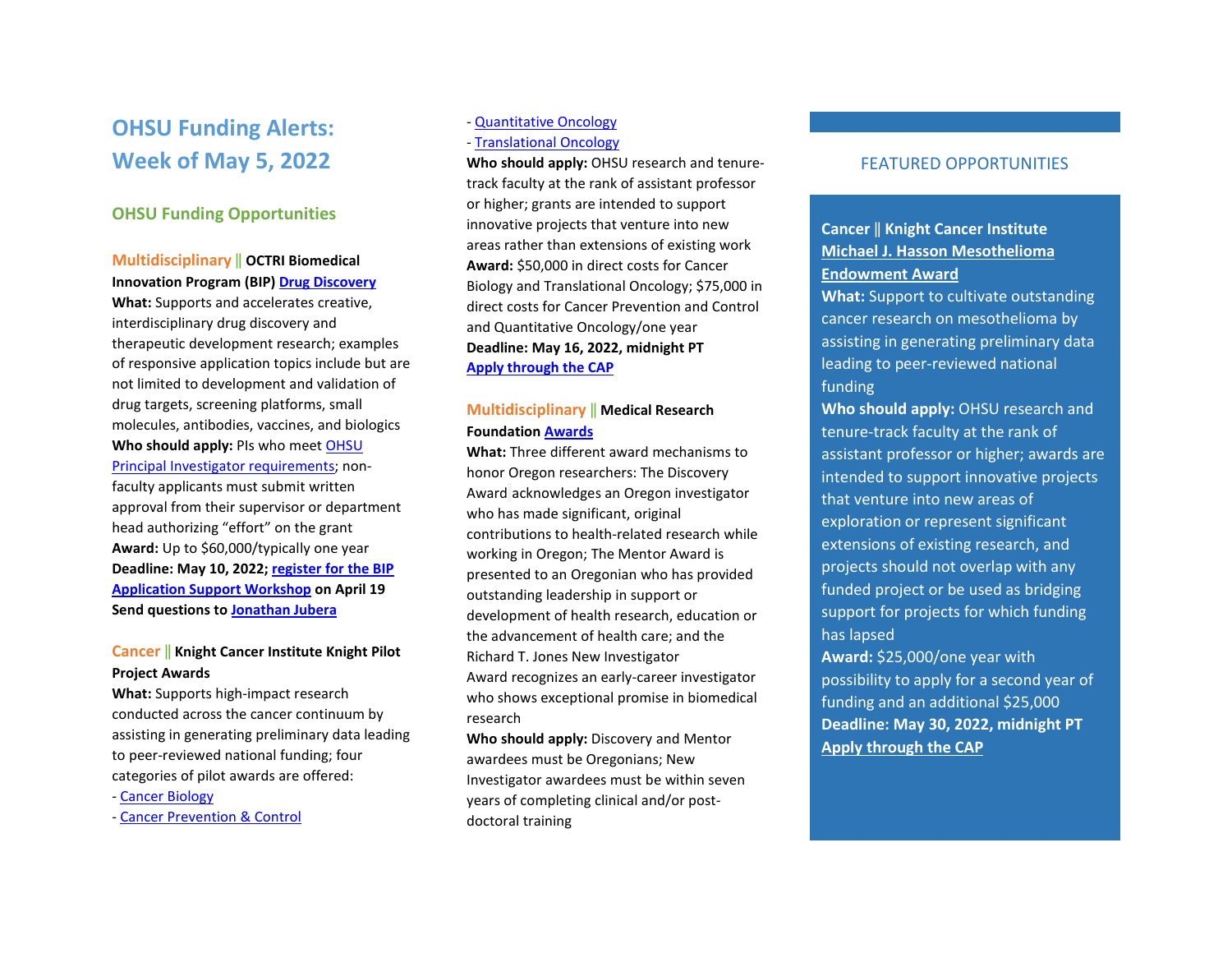# OHSU Funding Alerts: Week of May 5, 2022

## OHSU Funding Opportunities

**Multidisciplinary || OCTRI Biomedical Innovation Program (BIP) Drug Discovery**

**What:** Supports and accelerates creative, interdisciplinary drug discovery and therapeutic development research; examples of responsive application topics include but are not limited to development and validation of drug targets, screening platforms, small molecules, antibodies, vaccines, and biologics

**Who should apply:** PIs who meet OHSU Principal Investigator requirements; non-faculty applicants must submit written approval from their supervisor or department head authorizing "effort" on the grant

**Award:** Up to $60,000/typically one year

**Deadline: May 10, 2022; register for the BIP Application Support Workshop on April 19**

**Send questions to Jonathan Jubera**

**Cancer || Knight Cancer Institute Knight Pilot Project Awards**

**What:** Supports high-impact research conducted across the cancer continuum by assisting in generating preliminary data leading to peer-reviewed national funding; four categories of pilot awards are offered:

- Cancer Biology
- Cancer Prevention & Control
- Quantitative Oncology
- Translational Oncology

**Who should apply:** OHSU research and tenure-track faculty at the rank of assistant professor or higher; grants are intended to support innovative projects that venture into new areas rather than extensions of existing work

**Award:** $50,000 in direct costs for Cancer Biology and Translational Oncology; $75,000 in direct costs for Cancer Prevention and Control and Quantitative Oncology/one year

**Deadline: May 16, 2022, midnight PT**

**Apply through the CAP**

**Multidisciplinary || Medical Research Foundation Awards**

**What:** Three different award mechanisms to honor Oregon researchers: The Discovery Award acknowledges an Oregon investigator who has made significant, original contributions to health-related research while working in Oregon; The Mentor Award is presented to an Oregonian who has provided outstanding leadership in support or development of health research, education or the advancement of health care; and the Richard T. Jones New Investigator Award recognizes an early-career investigator who shows exceptional promise in biomedical research

**Who should apply:** Discovery and Mentor awardees must be Oregonians; New Investigator awardees must be within seven years of completing clinical and/or post-doctoral training

## FEATURED OPPORTUNITIES

**Cancer || Knight Cancer Institute Michael J. Hasson Mesothelioma Endowment Award**

**What:** Support to cultivate outstanding cancer research on mesothelioma by assisting in generating preliminary data leading to peer-reviewed national funding

**Who should apply:** OHSU research and tenure-track faculty at the rank of assistant professor or higher; awards are intended to support innovative projects that venture into new areas of exploration or represent significant extensions of existing research, and projects should not overlap with any funded project or be used as bridging support for projects for which funding has lapsed

**Award:** $25,000/one year with possibility to apply for a second year of funding and an additional $25,000

**Deadline: May 30, 2022, midnight PT**

**Apply through the CAP**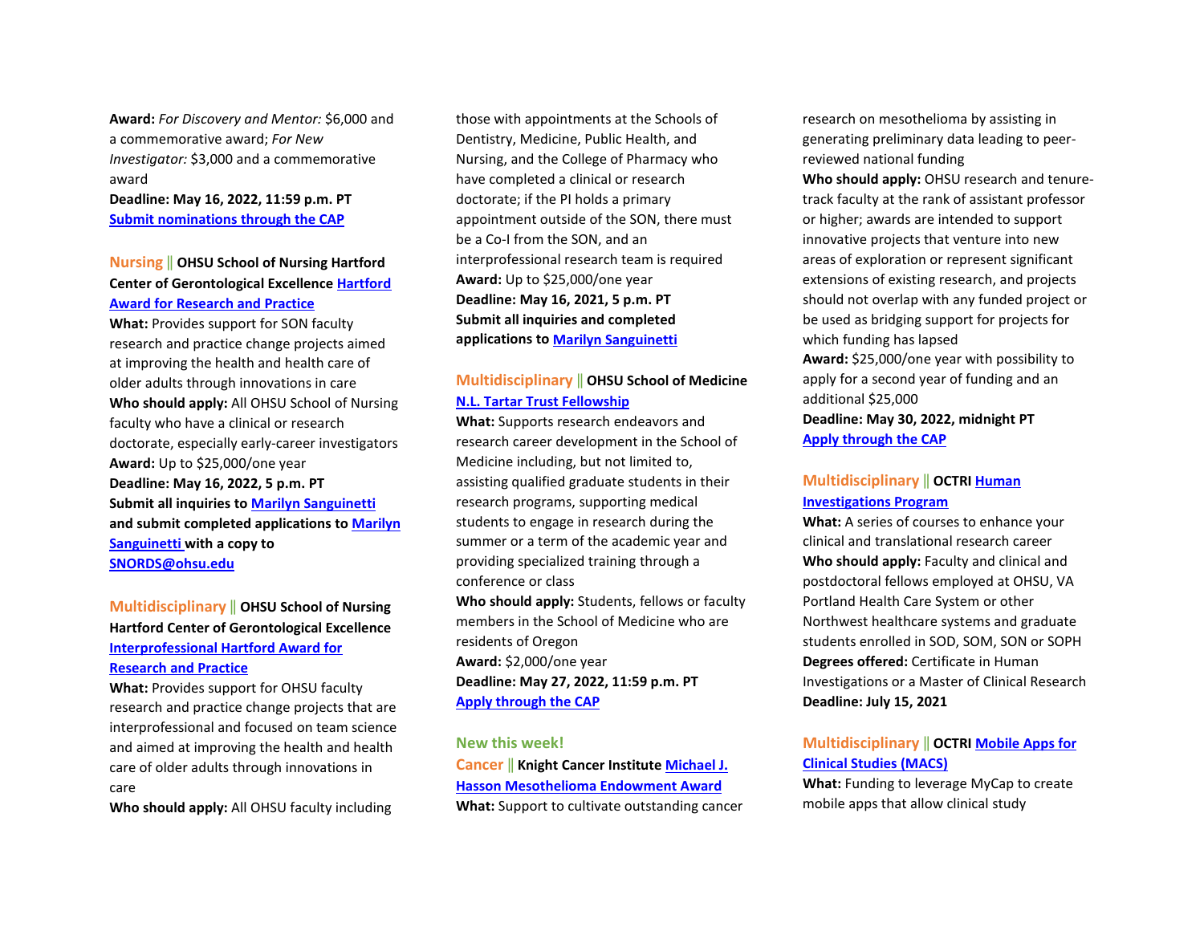**Award:** *For Discovery and Mentor:* $6,000 and a commemorative award; *For New Investigator:* $3,000 and a commemorative award
**Deadline: May 16, 2022, 11:59 p.m. PT**
**Submit nominations through the CAP**

**Nursing || OHSU School of Nursing Hartford Center of Gerontological Excellence Hartford Award for Research and Practice**
**What:** Provides support for SON faculty research and practice change projects aimed at improving the health and health care of older adults through innovations in care
**Who should apply:** All OHSU School of Nursing faculty who have a clinical or research doctorate, especially early-career investigators
**Award:** Up to $25,000/one year
**Deadline: May 16, 2022, 5 p.m. PT**
**Submit all inquiries to Marilyn Sanguinetti and submit completed applications to Marilyn Sanguinetti with a copy to SNORDS@ohsu.edu**

**Multidisciplinary || OHSU School of Nursing Hartford Center of Gerontological Excellence Interprofessional Hartford Award for Research and Practice**
**What:** Provides support for OHSU faculty research and practice change projects that are interprofessional and focused on team science and aimed at improving the health and health care of older adults through innovations in care
**Who should apply:** All OHSU faculty including those with appointments at the Schools of Dentistry, Medicine, Public Health, and Nursing, and the College of Pharmacy who have completed a clinical or research doctorate; if the PI holds a primary appointment outside of the SON, there must be a Co-I from the SON, and an interprofessional research team is required
**Award:** Up to $25,000/one year
**Deadline: May 16, 2021, 5 p.m. PT**
**Submit all inquiries and completed applications to Marilyn Sanguinetti**

**Multidisciplinary || OHSU School of Medicine N.L. Tartar Trust Fellowship**
**What:** Supports research endeavors and research career development in the School of Medicine including, but not limited to, assisting qualified graduate students in their research programs, supporting medical students to engage in research during the summer or a term of the academic year and providing specialized training through a conference or class
**Who should apply:** Students, fellows or faculty members in the School of Medicine who are residents of Oregon
**Award:** $2,000/one year
**Deadline: May 27, 2022, 11:59 p.m. PT**
**Apply through the CAP**

**New this week!**

**Cancer || Knight Cancer Institute Michael J. Hasson Mesothelioma Endowment Award**
**What:** Support to cultivate outstanding cancer research on mesothelioma by assisting in generating preliminary data leading to peer-reviewed national funding
**Who should apply:** OHSU research and tenure-track faculty at the rank of assistant professor or higher; awards are intended to support innovative projects that venture into new areas of exploration or represent significant extensions of existing research, and projects should not overlap with any funded project or be used as bridging support for projects for which funding has lapsed
**Award:** $25,000/one year with possibility to apply for a second year of funding and an additional $25,000
**Deadline: May 30, 2022, midnight PT**
**Apply through the CAP**

**Multidisciplinary || OCTRI Human Investigations Program**
**What:** A series of courses to enhance your clinical and translational research career
**Who should apply:** Faculty and clinical and postdoctoral fellows employed at OHSU, VA Portland Health Care System or other Northwest healthcare systems and graduate students enrolled in SOD, SOM, SON or SOPH
**Degrees offered:** Certificate in Human Investigations or a Master of Clinical Research
**Deadline: July 15, 2021**

**Multidisciplinary || OCTRI Mobile Apps for Clinical Studies (MACS)**
**What:** Funding to leverage MyCap to create mobile apps that allow clinical study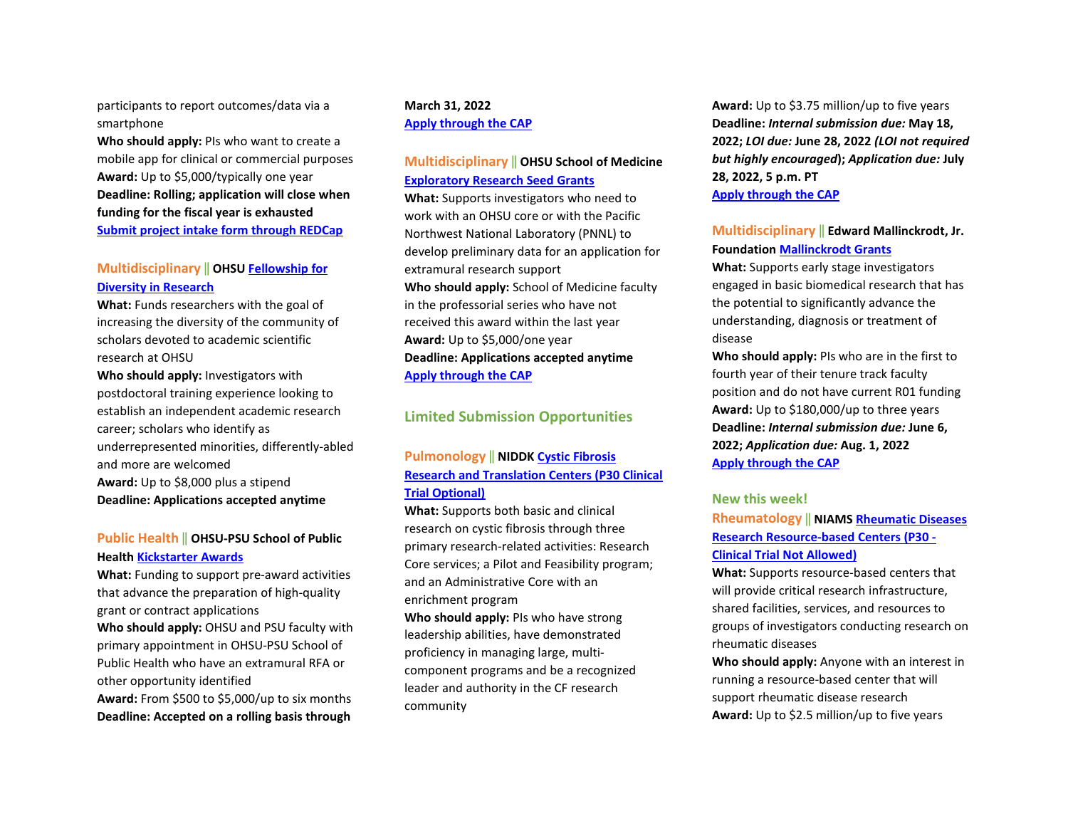participants to report outcomes/data via a smartphone

**Who should apply:** PIs who want to create a mobile app for clinical or commercial purposes

**Award:** Up to $5,000/typically one year

**Deadline: Rolling; application will close when funding for the fiscal year is exhausted**

**Submit project intake form through REDCap**

### Multidisciplinary || OHSU Fellowship for Diversity in Research

**What:** Funds researchers with the goal of increasing the diversity of the community of scholars devoted to academic scientific research at OHSU

**Who should apply:** Investigators with postdoctoral training experience looking to establish an independent academic research career; scholars who identify as underrepresented minorities, differently-abled and more are welcomed

**Award:** Up to $8,000 plus a stipend

**Deadline: Applications accepted anytime**

### Public Health || OHSU-PSU School of Public Health Kickstarter Awards

**What:** Funding to support pre-award activities that advance the preparation of high-quality grant or contract applications

**Who should apply:** OHSU and PSU faculty with primary appointment in OHSU-PSU School of Public Health who have an extramural RFA or other opportunity identified

**Award:** From $500 to $5,000/up to six months

**Deadline: Accepted on a rolling basis through March 31, 2022**

**Apply through the CAP**

### Multidisciplinary || OHSU School of Medicine Exploratory Research Seed Grants

**What:** Supports investigators who need to work with an OHSU core or with the Pacific Northwest National Laboratory (PNNL) to develop preliminary data for an application for extramural research support

**Who should apply:** School of Medicine faculty in the professorial series who have not received this award within the last year

**Award:** Up to $5,000/one year

**Deadline: Applications accepted anytime**

**Apply through the CAP**

## Limited Submission Opportunities

### Pulmonology || NIDDK Cystic Fibrosis Research and Translation Centers (P30 Clinical Trial Optional)

**What:** Supports both basic and clinical research on cystic fibrosis through three primary research-related activities: Research Core services; a Pilot and Feasibility program; and an Administrative Core with an enrichment program

**Who should apply:** PIs who have strong leadership abilities, have demonstrated proficiency in managing large, multi-component programs and be a recognized leader and authority in the CF research community

**Award:** Up to $3.75 million/up to five years

**Deadline: *Internal submission due:* May 18, 2022; *LOI due:* June 28, 2022 *(LOI not required but highly encouraged)*; *Application due:* July 28, 2022, 5 p.m. PT**

**Apply through the CAP**

### Multidisciplinary || Edward Mallinckrodt, Jr. Foundation Mallinckrodt Grants

**What:** Supports early stage investigators engaged in basic biomedical research that has the potential to significantly advance the understanding, diagnosis or treatment of disease

**Who should apply:** PIs who are in the first to fourth year of their tenure track faculty position and do not have current R01 funding

**Award:** Up to $180,000/up to three years

**Deadline: *Internal submission due:* June 6, 2022; *Application due:* Aug. 1, 2022**

**Apply through the CAP**

**New this week!**

### Rheumatology || NIAMS Rheumatic Diseases Research Resource-based Centers (P30 - Clinical Trial Not Allowed)

**What:** Supports resource-based centers that will provide critical research infrastructure, shared facilities, services, and resources to groups of investigators conducting research on rheumatic diseases

**Who should apply:** Anyone with an interest in running a resource-based center that will support rheumatic disease research

**Award:** Up to $2.5 million/up to five years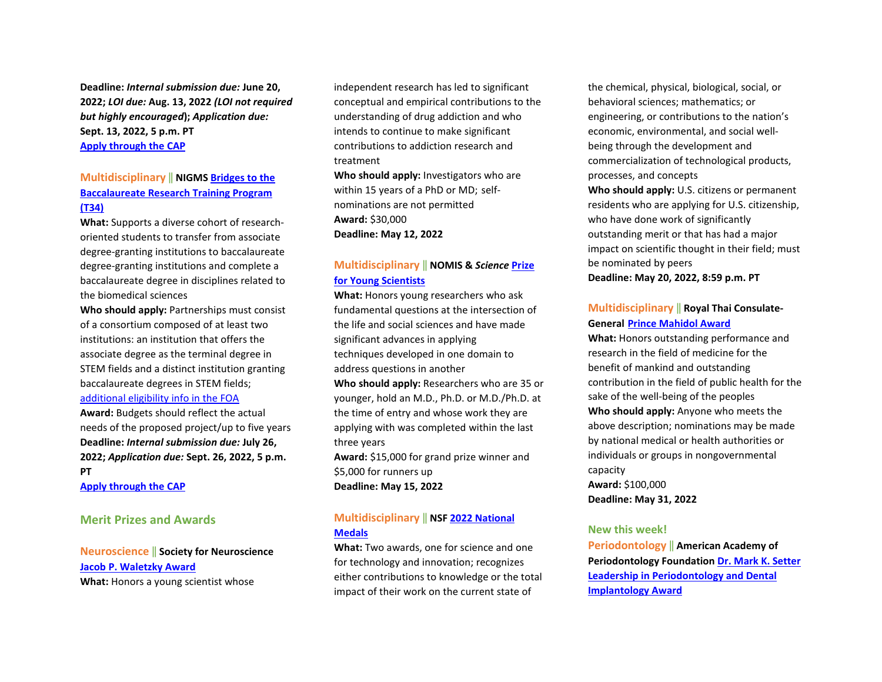**Deadline:** ***Internal submission due:*** **June 20, 2022;** ***LOI due:*** **Aug. 13, 2022** ***(LOI not required but highly encouraged*****);** ***Application due:*** **Sept. 13, 2022, 5 p.m. PT**
**Apply through the CAP**

### Multidisciplinary || NIGMS Bridges to the Baccalaureate Research Training Program (T34)

**What:** Supports a diverse cohort of research-oriented students to transfer from associate degree-granting institutions to baccalaureate degree-granting institutions and complete a baccalaureate degree in disciplines related to the biomedical sciences
**Who should apply:** Partnerships must consist of a consortium composed of at least two institutions: an institution that offers the associate degree as the terminal degree in STEM fields and a distinct institution granting baccalaureate degrees in STEM fields; additional eligibility info in the FOA
**Award:** Budgets should reflect the actual needs of the proposed project/up to five years
**Deadline:** ***Internal submission due:*** **July 26, 2022;** ***Application due:*** **Sept. 26, 2022, 5 p.m. PT**
**Apply through the CAP**

## Merit Prizes and Awards

### Neuroscience || Society for Neuroscience Jacob P. Waletzky Award

**What:** Honors a young scientist whose independent research has led to significant conceptual and empirical contributions to the understanding of drug addiction and who intends to continue to make significant contributions to addiction research and treatment
**Who should apply:** Investigators who are within 15 years of a PhD or MD; self-nominations are not permitted
**Award:** $30,000
**Deadline: May 12, 2022**

### Multidisciplinary || NOMIS & *Science* Prize for Young Scientists

**What:** Honors young researchers who ask fundamental questions at the intersection of the life and social sciences and have made significant advances in applying techniques developed in one domain to address questions in another
**Who should apply:** Researchers who are 35 or younger, hold an M.D., Ph.D. or M.D./Ph.D. at the time of entry and whose work they are applying with was completed within the last three years
**Award:** $15,000 for grand prize winner and $5,000 for runners up
**Deadline: May 15, 2022**

### Multidisciplinary || NSF 2022 National Medals

**What:** Two awards, one for science and one for technology and innovation; recognizes either contributions to knowledge or the total impact of their work on the current state of the chemical, physical, biological, social, or behavioral sciences; mathematics; or engineering, or contributions to the nation's economic, environmental, and social well-being through the development and commercialization of technological products, processes, and concepts
**Who should apply:** U.S. citizens or permanent residents who are applying for U.S. citizenship, who have done work of significantly outstanding merit or that has had a major impact on scientific thought in their field; must be nominated by peers
**Deadline: May 20, 2022, 8:59 p.m. PT**

### Multidisciplinary || Royal Thai Consulate-General Prince Mahidol Award

**What:** Honors outstanding performance and research in the field of medicine for the benefit of mankind and outstanding contribution in the field of public health for the sake of the well-being of the peoples
**Who should apply:** Anyone who meets the above description; nominations may be made by national medical or health authorities or individuals or groups in nongovernmental capacity
**Award:** $100,000
**Deadline: May 31, 2022**

**New this week!**

### Periodontology || American Academy of Periodontology Foundation Dr. Mark K. Setter Leadership in Periodontology and Dental Implantology Award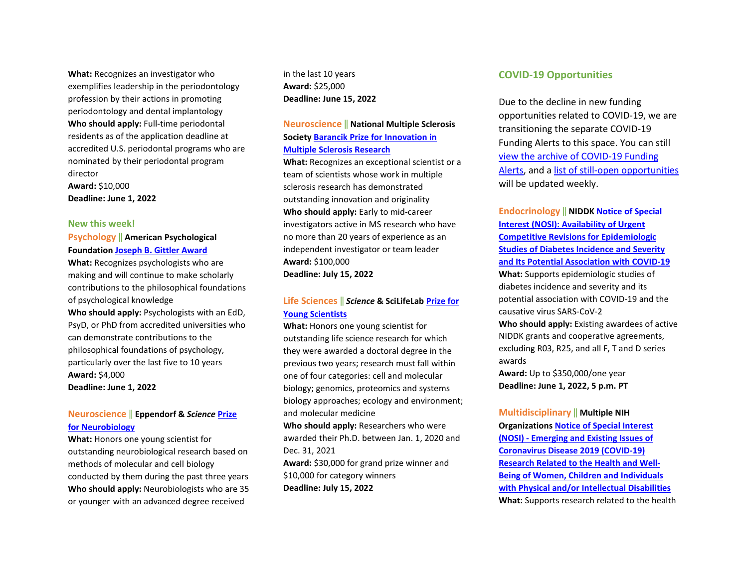**What:** Recognizes an investigator who exemplifies leadership in the periodontology profession by their actions in promoting periodontology and dental implantology
**Who should apply:** Full-time periodontal residents as of the application deadline at accredited U.S. periodontal programs who are nominated by their periodontal program director
**Award:** $10,000
**Deadline: June 1, 2022**

### New this week!

**Psychology || American Psychological Foundation Joseph B. Gittler Award**
**What:** Recognizes psychologists who are making and will continue to make scholarly contributions to the philosophical foundations of psychological knowledge
**Who should apply:** Psychologists with an EdD, PsyD, or PhD from accredited universities who can demonstrate contributions to the philosophical foundations of psychology, particularly over the last five to 10 years
**Award:** $4,000
**Deadline: June 1, 2022**

**Neuroscience || Eppendorf & *Science* Prize for Neurobiology**
**What:** Honors one young scientist for outstanding neurobiological research based on methods of molecular and cell biology conducted by them during the past three years
**Who should apply:** Neurobiologists who are 35 or younger with an advanced degree received in the last 10 years
**Award:** $25,000
**Deadline: June 15, 2022**

**Neuroscience || National Multiple Sclerosis Society Barancik Prize for Innovation in Multiple Sclerosis Research**
**What:** Recognizes an exceptional scientist or a team of scientists whose work in multiple sclerosis research has demonstrated outstanding innovation and originality
**Who should apply:** Early to mid-career investigators active in MS research who have no more than 20 years of experience as an independent investigator or team leader
**Award:** $100,000
**Deadline: July 15, 2022**

**Life Sciences || *Science* & SciLifeLab Prize for Young Scientists**
**What:** Honors one young scientist for outstanding life science research for which they were awarded a doctoral degree in the previous two years; research must fall within one of four categories: cell and molecular biology; genomics, proteomics and systems biology approaches; ecology and environment; and molecular medicine
**Who should apply:** Researchers who were awarded their Ph.D. between Jan. 1, 2020 and Dec. 31, 2021
**Award:** $30,000 for grand prize winner and $10,000 for category winners
**Deadline: July 15, 2022**

## COVID-19 Opportunities

Due to the decline in new funding opportunities related to COVID-19, we are transitioning the separate COVID-19 Funding Alerts to this space. You can still view the archive of COVID-19 Funding Alerts, and a list of still-open opportunities will be updated weekly.

**Endocrinology || NIDDK Notice of Special Interest (NOSI): Availability of Urgent Competitive Revisions for Epidemiologic Studies of Diabetes Incidence and Severity and Its Potential Association with COVID-19**
**What:** Supports epidemiologic studies of diabetes incidence and severity and its potential association with COVID-19 and the causative virus SARS-CoV-2
**Who should apply:** Existing awardees of active NIDDK grants and cooperative agreements, excluding R03, R25, and all F, T and D series awards
**Award:** Up to $350,000/one year
**Deadline: June 1, 2022, 5 p.m. PT**

**Multidisciplinary || Multiple NIH Organizations Notice of Special Interest (NOSI) - Emerging and Existing Issues of Coronavirus Disease 2019 (COVID-19) Research Related to the Health and Well-Being of Women, Children and Individuals with Physical and/or Intellectual Disabilities**
**What:** Supports research related to the health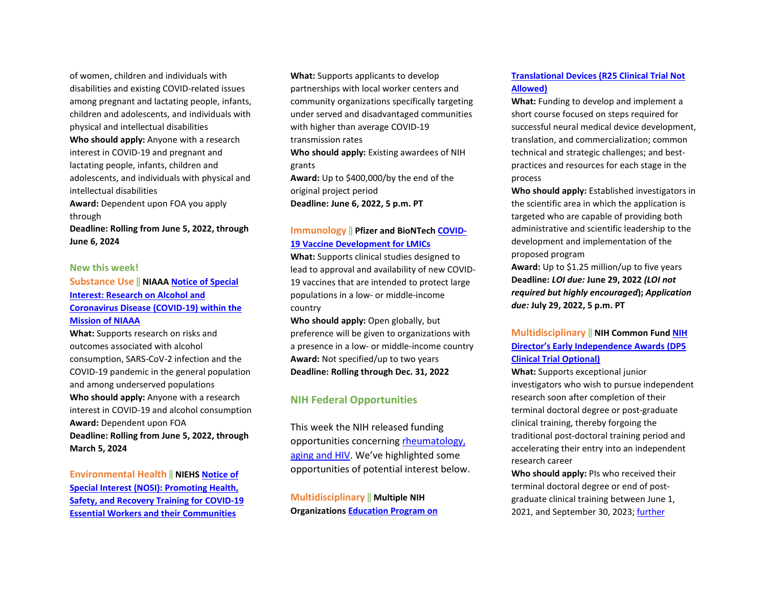of women, children and individuals with disabilities and existing COVID-related issues among pregnant and lactating people, infants, children and adolescents, and individuals with physical and intellectual disabilities
**Who should apply:** Anyone with a research interest in COVID-19 and pregnant and lactating people, infants, children and adolescents, and individuals with physical and intellectual disabilities
**Award:** Dependent upon FOA you apply through
**Deadline: Rolling from June 5, 2022, through June 6, 2024**

### New this week!

**Substance Use || NIAAA Notice of Special Interest: Research on Alcohol and Coronavirus Disease (COVID-19) within the Mission of NIAAA**
**What:** Supports research on risks and outcomes associated with alcohol consumption, SARS-CoV-2 infection and the COVID-19 pandemic in the general population and among underserved populations
**Who should apply:** Anyone with a research interest in COVID-19 and alcohol consumption
**Award:** Dependent upon FOA
**Deadline: Rolling from June 5, 2022, through March 5, 2024**

**Environmental Health || NIEHS Notice of Special Interest (NOSI): Promoting Health, Safety, and Recovery Training for COVID-19 Essential Workers and their Communities**
**What:** Supports applicants to develop partnerships with local worker centers and community organizations specifically targeting under served and disadvantaged communities with higher than average COVID-19 transmission rates
**Who should apply:** Existing awardees of NIH grants
**Award:** Up to $400,000/by the end of the original project period
**Deadline: June 6, 2022, 5 p.m. PT**

**Immunology || Pfizer and BioNTech COVID-19 Vaccine Development for LMICs**
**What:** Supports clinical studies designed to lead to approval and availability of new COVID-19 vaccines that are intended to protect large populations in a low- or middle-income country
**Who should apply:** Open globally, but preference will be given to organizations with a presence in a low- or middle-income country
**Award:** Not specified/up to two years
**Deadline: Rolling through Dec. 31, 2022**

## NIH Federal Opportunities

This week the NIH released funding opportunities concerning rheumatology, aging and HIV. We've highlighted some opportunities of potential interest below.

**Multidisciplinary || Multiple NIH Organizations Education Program on Translational Devices (R25 Clinical Trial Not Allowed)**
**What:** Funding to develop and implement a short course focused on steps required for successful neural medical device development, translation, and commercialization; common technical and strategic challenges; and best-practices and resources for each stage in the process
**Who should apply:** Established investigators in the scientific area in which the application is targeted who are capable of providing both administrative and scientific leadership to the development and implementation of the proposed program
**Award:** Up to $1.25 million/up to five years
**Deadline: *LOI due:* June 29, 2022 *(LOI not required but highly encouraged)*; *Application due:* July 29, 2022, 5 p.m. PT**

**Multidisciplinary || NIH Common Fund NIH Director's Early Independence Awards (DP5 Clinical Trial Optional)**
**What:** Supports exceptional junior investigators who wish to pursue independent research soon after completion of their terminal doctoral degree or post-graduate clinical training, thereby forgoing the traditional post-doctoral training period and accelerating their entry into an independent research career
**Who should apply:** PIs who received their terminal doctoral degree or end of post-graduate clinical training between June 1, 2021, and September 30, 2023; further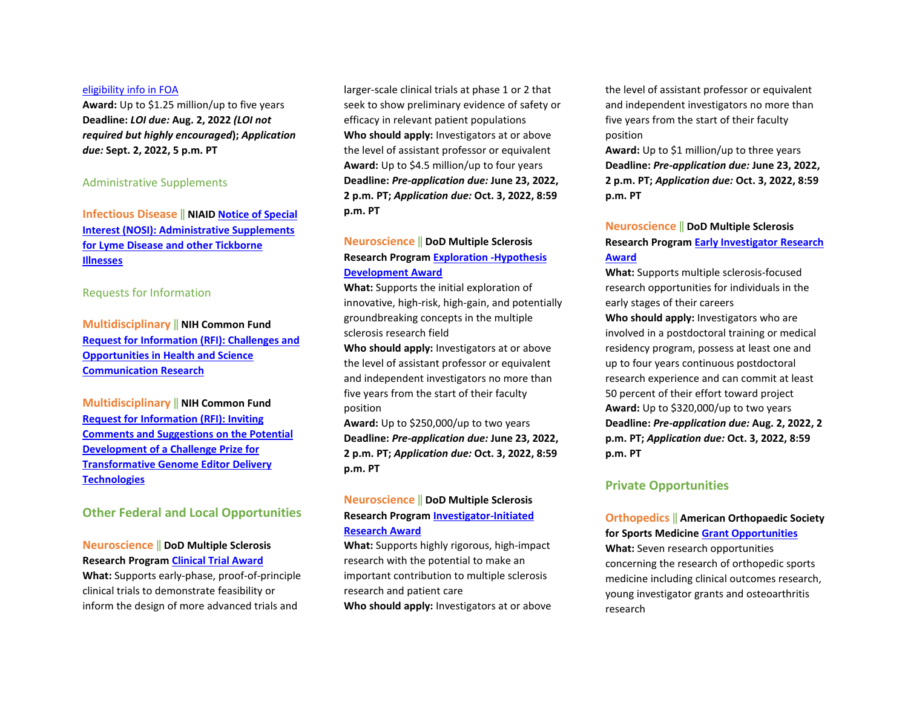eligibility info in FOA
**Award:** Up to $1.25 million/up to five years
**Deadline:** ***LOI due:*** **Aug. 2, 2022 *(LOI not required but highly encouraged)*; *Application due:* Sept. 2, 2022, 5 p.m. PT**

### Administrative Supplements

**Infectious Disease || NIAID Notice of Special Interest (NOSI): Administrative Supplements for Lyme Disease and other Tickborne Illnesses**

### Requests for Information

**Multidisciplinary || NIH Common Fund Request for Information (RFI): Challenges and Opportunities in Health and Science Communication Research**

**Multidisciplinary || NIH Common Fund Request for Information (RFI): Inviting Comments and Suggestions on the Potential Development of a Challenge Prize for Transformative Genome Editor Delivery Technologies**

## Other Federal and Local Opportunities

**Neuroscience || DoD Multiple Sclerosis Research Program Clinical Trial Award**
**What:** Supports early-phase, proof-of-principle clinical trials to demonstrate feasibility or inform the design of more advanced trials and larger-scale clinical trials at phase 1 or 2 that seek to show preliminary evidence of safety or efficacy in relevant patient populations
**Who should apply:** Investigators at or above the level of assistant professor or equivalent
**Award:** Up to $4.5 million/up to four years
**Deadline:** ***Pre-application due:*** **June 23, 2022, 2 p.m. PT; *Application due:* Oct. 3, 2022, 8:59 p.m. PT**

**Neuroscience || DoD Multiple Sclerosis Research Program Exploration -Hypothesis Development Award**
**What:** Supports the initial exploration of innovative, high-risk, high-gain, and potentially groundbreaking concepts in the multiple sclerosis research field
**Who should apply:** Investigators at or above the level of assistant professor or equivalent and independent investigators no more than five years from the start of their faculty position
**Award:** Up to $250,000/up to two years
**Deadline:** ***Pre-application due:*** **June 23, 2022, 2 p.m. PT; *Application due:* Oct. 3, 2022, 8:59 p.m. PT**

**Neuroscience || DoD Multiple Sclerosis Research Program Investigator-Initiated Research Award**
**What:** Supports highly rigorous, high-impact research with the potential to make an important contribution to multiple sclerosis research and patient care
**Who should apply:** Investigators at or above the level of assistant professor or equivalent and independent investigators no more than five years from the start of their faculty position
**Award:** Up to $1 million/up to three years
**Deadline:** ***Pre-application due:*** **June 23, 2022, 2 p.m. PT; *Application due:* Oct. 3, 2022, 8:59 p.m. PT**

**Neuroscience || DoD Multiple Sclerosis Research Program Early Investigator Research Award**
**What:** Supports multiple sclerosis-focused research opportunities for individuals in the early stages of their careers
**Who should apply:** Investigators who are involved in a postdoctoral training or medical residency program, possess at least one and up to four years continuous postdoctoral research experience and can commit at least 50 percent of their effort toward project
**Award:** Up to $320,000/up to two years
**Deadline:** ***Pre-application due:*** **Aug. 2, 2022, 2 p.m. PT; *Application due:* Oct. 3, 2022, 8:59 p.m. PT**

## Private Opportunities

**Orthopedics || American Orthopaedic Society for Sports Medicine Grant Opportunities**
**What:** Seven research opportunities concerning the research of orthopedic sports medicine including clinical outcomes research, young investigator grants and osteoarthritis research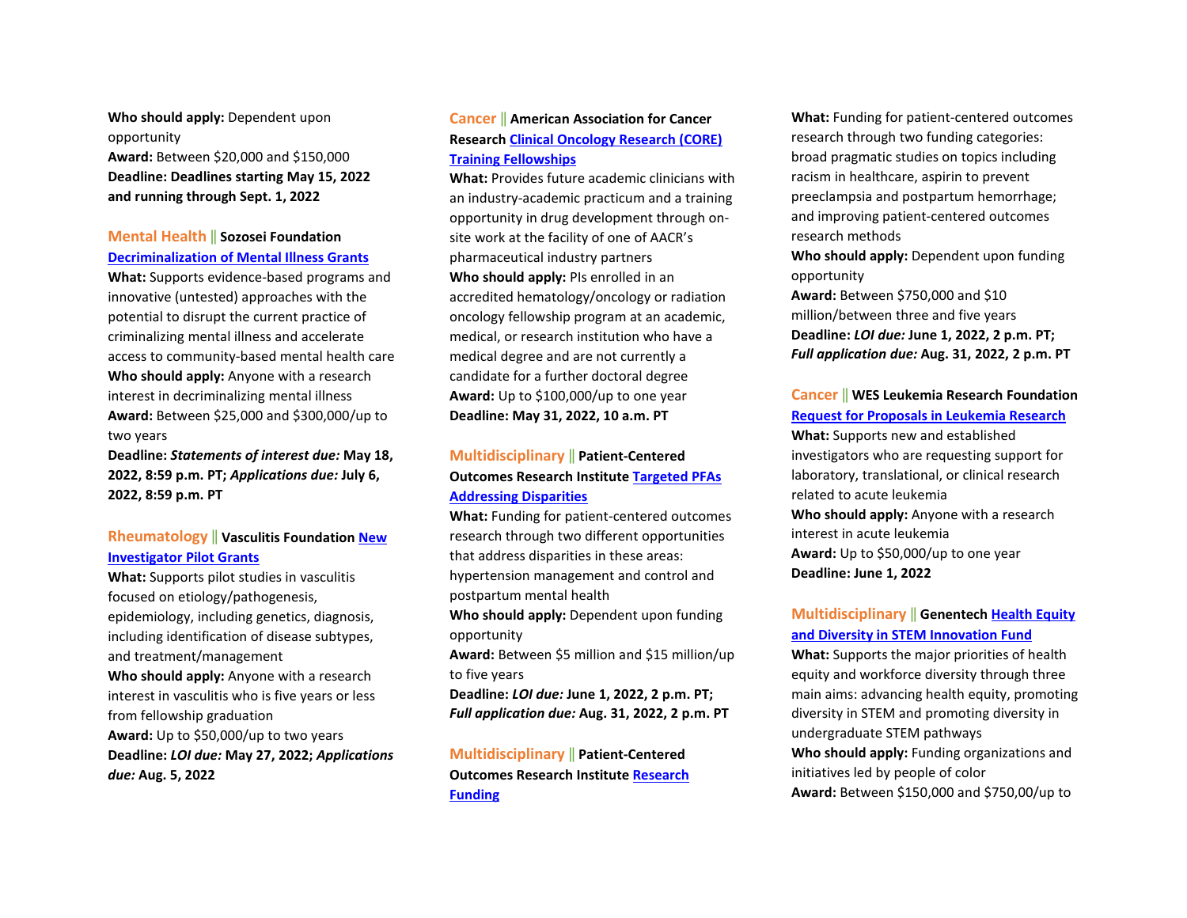**Who should apply:** Dependent upon opportunity
**Award:** Between $20,000 and $150,000
**Deadline: Deadlines starting May 15, 2022 and running through Sept. 1, 2022**

### Mental Health || Sozosei Foundation [Decriminalization of Mental Illness Grants]

**What:** Supports evidence-based programs and innovative (untested) approaches with the potential to disrupt the current practice of criminalizing mental illness and accelerate access to community-based mental health care
**Who should apply:** Anyone with a research interest in decriminalizing mental illness
**Award:** Between $25,000 and $300,000/up to two years
**Deadline:** ***Statements of interest due:* May 18, 2022, 8:59 p.m. PT; *Applications due:* July 6, 2022, 8:59 p.m. PT**

### Rheumatology || Vasculitis Foundation [New Investigator Pilot Grants]

**What:** Supports pilot studies in vasculitis focused on etiology/pathogenesis, epidemiology, including genetics, diagnosis, including identification of disease subtypes, and treatment/management
**Who should apply:** Anyone with a research interest in vasculitis who is five years or less from fellowship graduation
**Award:** Up to $50,000/up to two years
**Deadline:** ***LOI due:* May 27, 2022; *Applications due:* Aug. 5, 2022**

### Cancer || American Association for Cancer Research [Clinical Oncology Research (CORE) Training Fellowships]

**What:** Provides future academic clinicians with an industry-academic practicum and a training opportunity in drug development through on-site work at the facility of one of AACR's pharmaceutical industry partners
**Who should apply:** PIs enrolled in an accredited hematology/oncology or radiation oncology fellowship program at an academic, medical, or research institution who have a medical degree and are not currently a candidate for a further doctoral degree
**Award:** Up to $100,000/up to one year
**Deadline: May 31, 2022, 10 a.m. PT**

### Multidisciplinary || Patient-Centered Outcomes Research Institute [Targeted PFAs Addressing Disparities]

**What:** Funding for patient-centered outcomes research through two different opportunities that address disparities in these areas: hypertension management and control and postpartum mental health
**Who should apply:** Dependent upon funding opportunity
**Award:** Between $5 million and $15 million/up to five years
**Deadline:** ***LOI due:* June 1, 2022, 2 p.m. PT; *Full application due:* Aug. 31, 2022, 2 p.m. PT**

### Multidisciplinary || Patient-Centered Outcomes Research Institute [Research Funding]

**What:** Funding for patient-centered outcomes research through two funding categories: broad pragmatic studies on topics including racism in healthcare, aspirin to prevent preeclampsia and postpartum hemorrhage; and improving patient-centered outcomes research methods
**Who should apply:** Dependent upon funding opportunity
**Award:** Between $750,000 and $10 million/between three and five years
**Deadline:** ***LOI due:* June 1, 2022, 2 p.m. PT; *Full application due:* Aug. 31, 2022, 2 p.m. PT**

### Cancer || WES Leukemia Research Foundation [Request for Proposals in Leukemia Research]

**What:** Supports new and established investigators who are requesting support for laboratory, translational, or clinical research related to acute leukemia
**Who should apply:** Anyone with a research interest in acute leukemia
**Award:** Up to $50,000/up to one year
**Deadline: June 1, 2022**

### Multidisciplinary || Genentech [Health Equity and Diversity in STEM Innovation Fund]

**What:** Supports the major priorities of health equity and workforce diversity through three main aims: advancing health equity, promoting diversity in STEM and promoting diversity in undergraduate STEM pathways
**Who should apply:** Funding organizations and initiatives led by people of color
**Award:** Between $150,000 and $750,00/up to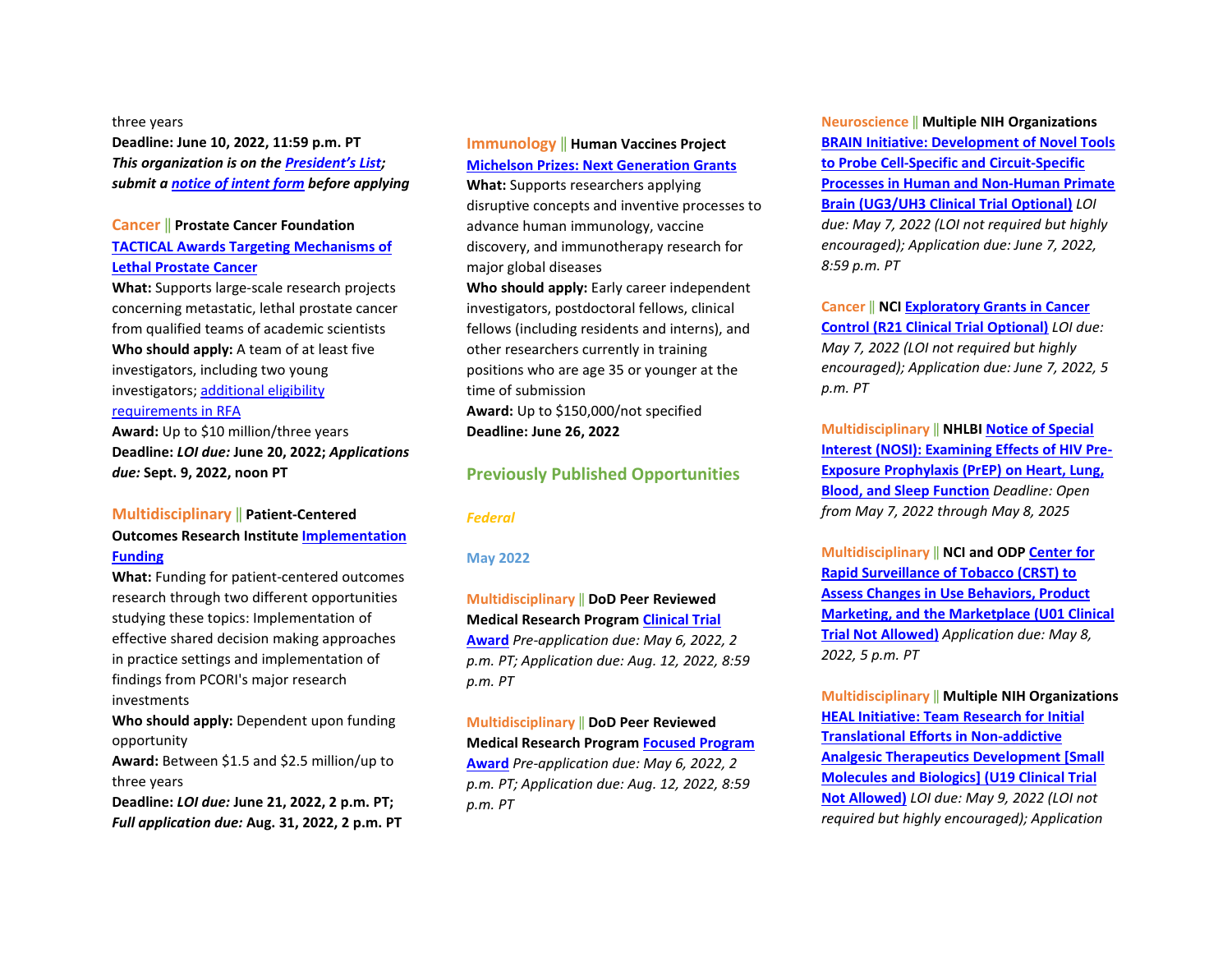three years
**Deadline: June 10, 2022, 11:59 p.m. PT**
***This organization is on the President's List; submit a notice of intent form before applying***

**Cancer || Prostate Cancer Foundation**
**TACTICAL Awards Targeting Mechanisms of Lethal Prostate Cancer**
**What:** Supports large-scale research projects concerning metastatic, lethal prostate cancer from qualified teams of academic scientists
**Who should apply:** A team of at least five investigators, including two young investigators; additional eligibility requirements in RFA
**Award:** Up to $10 million/three years
**Deadline:** ***LOI due:*** **June 20, 2022;** ***Applications due:*** **Sept. 9, 2022, noon PT**

**Multidisciplinary || Patient-Centered Outcomes Research Institute Implementation Funding**
**What:** Funding for patient-centered outcomes research through two different opportunities studying these topics: Implementation of effective shared decision making approaches in practice settings and implementation of findings from PCORI's major research investments
**Who should apply:** Dependent upon funding opportunity
**Award:** Between $1.5 and $2.5 million/up to three years
**Deadline:** ***LOI due:*** **June 21, 2022, 2 p.m. PT;** ***Full application due:*** **Aug. 31, 2022, 2 p.m. PT**

**Immunology || Human Vaccines Project**
**Michelson Prizes: Next Generation Grants**
**What:** Supports researchers applying disruptive concepts and inventive processes to advance human immunology, vaccine discovery, and immunotherapy research for major global diseases
**Who should apply:** Early career independent investigators, postdoctoral fellows, clinical fellows (including residents and interns), and other researchers currently in training positions who are age 35 or younger at the time of submission
**Award:** Up to $150,000/not specified
**Deadline: June 26, 2022**

## Previously Published Opportunities

*Federal*

### May 2022

**Multidisciplinary || DoD Peer Reviewed Medical Research Program Clinical Trial Award** *Pre-application due: May 6, 2022, 2 p.m. PT; Application due: Aug. 12, 2022, 8:59 p.m. PT*

**Multidisciplinary || DoD Peer Reviewed Medical Research Program Focused Program Award** *Pre-application due: May 6, 2022, 2 p.m. PT; Application due: Aug. 12, 2022, 8:59 p.m. PT*

**Neuroscience || Multiple NIH Organizations BRAIN Initiative: Development of Novel Tools to Probe Cell-Specific and Circuit-Specific Processes in Human and Non-Human Primate Brain (UG3/UH3 Clinical Trial Optional)** *LOI due: May 7, 2022 (LOI not required but highly encouraged); Application due: June 7, 2022, 8:59 p.m. PT*

**Cancer || NCI Exploratory Grants in Cancer Control (R21 Clinical Trial Optional)** *LOI due: May 7, 2022 (LOI not required but highly encouraged); Application due: June 7, 2022, 5 p.m. PT*

**Multidisciplinary || NHLBI Notice of Special Interest (NOSI): Examining Effects of HIV Pre-Exposure Prophylaxis (PrEP) on Heart, Lung, Blood, and Sleep Function** *Deadline: Open from May 7, 2022 through May 8, 2025*

**Multidisciplinary || NCI and ODP Center for Rapid Surveillance of Tobacco (CRST) to Assess Changes in Use Behaviors, Product Marketing, and the Marketplace (U01 Clinical Trial Not Allowed)** *Application due: May 8, 2022, 5 p.m. PT*

**Multidisciplinary || Multiple NIH Organizations HEAL Initiative: Team Research for Initial Translational Efforts in Non-addictive Analgesic Therapeutics Development [Small Molecules and Biologics] (U19 Clinical Trial Not Allowed)** *LOI due: May 9, 2022 (LOI not required but highly encouraged); Application*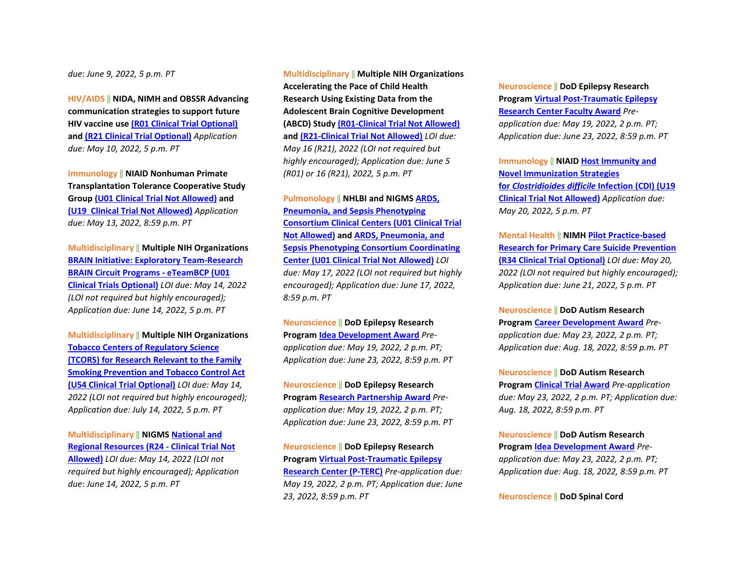*due: June 9, 2022, 5 p.m. PT*

**HIV/AIDS || NIDA, NIMH and OBSSR Advancing communication strategies to support future HIV vaccine use (R01 Clinical Trial Optional) and (R21 Clinical Trial Optional)** *Application due: May 10, 2022, 5 p.m. PT*

**Immunology || NIAID Nonhuman Primate Transplantation Tolerance Cooperative Study Group (U01 Clinical Trial Not Allowed) and (U19 Clinical Trial Not Allowed)** *Application due: May 13, 2022, 8:59 p.m. PT*

**Multidisciplinary || Multiple NIH Organizations BRAIN Initiative: Exploratory Team-Research BRAIN Circuit Programs - eTeamBCP (U01 Clinical Trials Optional)** *LOI due: May 14, 2022 (LOI not required but highly encouraged); Application due: June 14, 2022, 5 p.m. PT*

**Multidisciplinary || Multiple NIH Organizations Tobacco Centers of Regulatory Science (TCORS) for Research Relevant to the Family Smoking Prevention and Tobacco Control Act (U54 Clinical Trial Optional)** *LOI due: May 14, 2022 (LOI not required but highly encouraged); Application due: July 14, 2022, 5 p.m. PT*

**Multidisciplinary || NIGMS National and Regional Resources (R24 - Clinical Trial Not Allowed)** *LOI due: May 14, 2022 (LOI not required but highly encouraged); Application due: June 14, 2022, 5 p.m. PT*

**Multidisciplinary || Multiple NIH Organizations Accelerating the Pace of Child Health Research Using Existing Data from the Adolescent Brain Cognitive Development (ABCD) Study (R01-Clinical Trial Not Allowed) and (R21-Clinical Trial Not Allowed)** *LOI due: May 16 (R21), 2022 (LOI not required but highly encouraged); Application due: June 5 (R01) or 16 (R21), 2022, 5 p.m. PT*

**Pulmonology || NHLBI and NIGMS ARDS, Pneumonia, and Sepsis Phenotyping Consortium Clinical Centers (U01 Clinical Trial Not Allowed) and ARDS, Pneumonia, and Sepsis Phenotyping Consortium Coordinating Center (U01 Clinical Trial Not Allowed)** *LOI due: May 17, 2022 (LOI not required but highly encouraged); Application due: June 17, 2022, 8:59 p.m. PT*

**Neuroscience || DoD Epilepsy Research Program Idea Development Award** *Pre-application due: May 19, 2022, 2 p.m. PT; Application due: June 23, 2022, 8:59 p.m. PT*

**Neuroscience || DoD Epilepsy Research Program Research Partnership Award** *Pre-application due: May 19, 2022, 2 p.m. PT; Application due: June 23, 2022, 8:59 p.m. PT*

**Neuroscience || DoD Epilepsy Research Program Virtual Post-Traumatic Epilepsy Research Center (P-TERC)** *Pre-application due: May 19, 2022, 2 p.m. PT; Application due: June 23, 2022, 8:59 p.m. PT*

**Neuroscience || DoD Epilepsy Research Program Virtual Post-Traumatic Epilepsy Research Center Faculty Award** *Pre-application due: May 19, 2022, 2 p.m. PT; Application due: June 23, 2022, 8:59 p.m. PT*

**Immunology || NIAID Host Immunity and Novel Immunization Strategies for *Clostridioides difficile* Infection (CDI) (U19 Clinical Trial Not Allowed)** *Application due: May 20, 2022, 5 p.m. PT*

**Mental Health || NIMH Pilot Practice-based Research for Primary Care Suicide Prevention (R34 Clinical Trial Optional)** *LOI due: May 20, 2022 (LOI not required but highly encouraged); Application due: June 21, 2022, 5 p.m. PT*

**Neuroscience || DoD Autism Research Program Career Development Award** *Pre-application due: May 23, 2022, 2 p.m. PT; Application due: Aug. 18, 2022, 8:59 p.m. PT*

**Neuroscience || DoD Autism Research Program Clinical Trial Award** *Pre-application due: May 23, 2022, 2 p.m. PT; Application due: Aug. 18, 2022, 8:59 p.m. PT*

**Neuroscience || DoD Autism Research Program Idea Development Award** *Pre-application due: May 23, 2022, 2 p.m. PT; Application due: Aug. 18, 2022, 8:59 p.m. PT*

**Neuroscience || DoD Spinal Cord**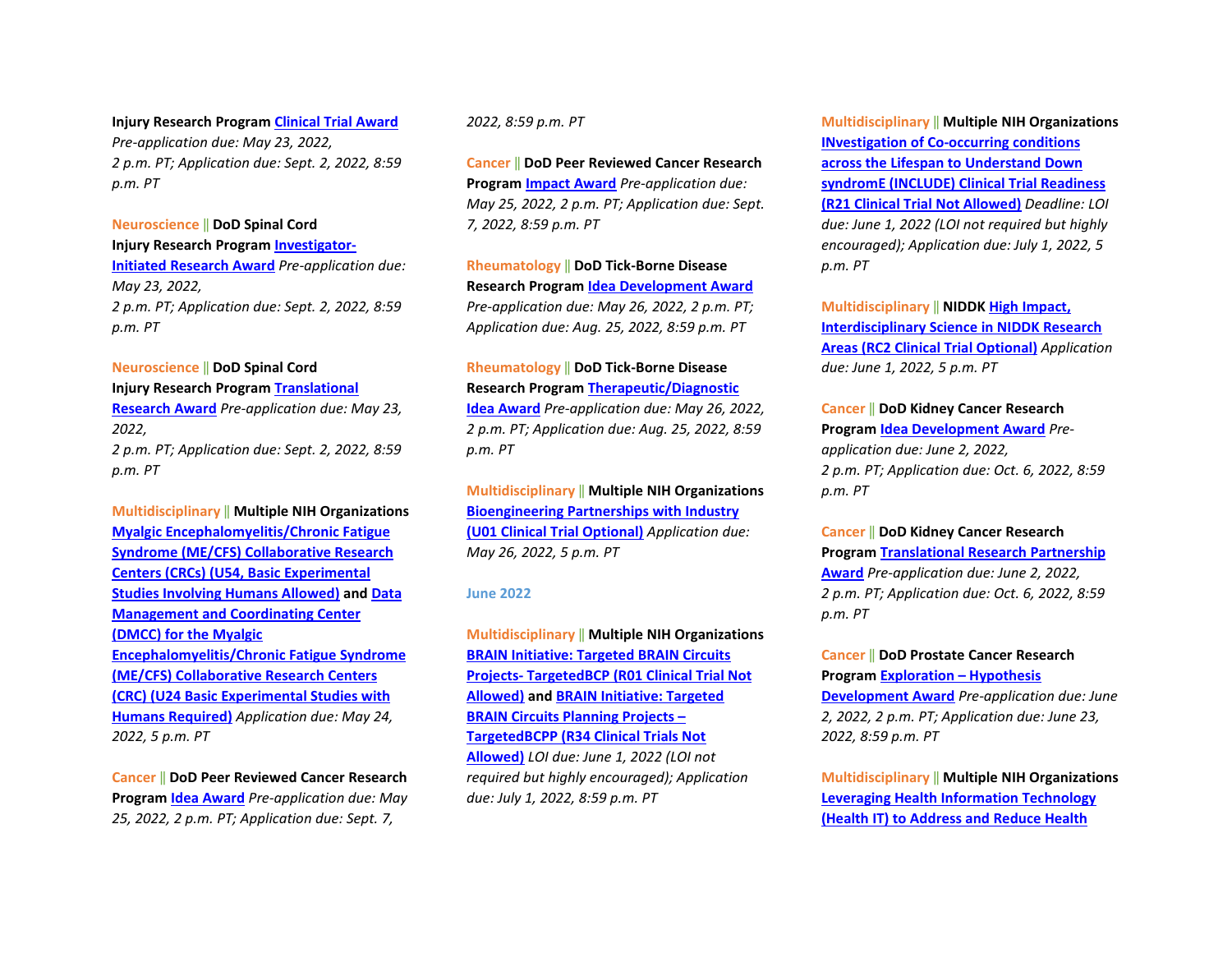Injury Research Program **Clinical Trial Award** *Pre-application due: May 23, 2022, 2 p.m. PT; Application due: Sept. 2, 2022, 8:59 p.m. PT*

Neuroscience || **DoD Spinal Cord Injury Research Program** **Investigator-Initiated Research Award** *Pre-application due: May 23, 2022, 2 p.m. PT; Application due: Sept. 2, 2022, 8:59 p.m. PT*

Neuroscience || **DoD Spinal Cord Injury Research Program** **Translational Research Award** *Pre-application due: May 23, 2022, 2 p.m. PT; Application due: Sept. 2, 2022, 8:59 p.m. PT*

Multidisciplinary || **Multiple NIH Organizations** **Myalgic Encephalomyelitis/Chronic Fatigue Syndrome (ME/CFS) Collaborative Research Centers (CRCs) (U54, Basic Experimental Studies Involving Humans Allowed)** **and** **Data Management and Coordinating Center (DMCC) for the Myalgic Encephalomyelitis/Chronic Fatigue Syndrome (ME/CFS) Collaborative Research Centers (CRC) (U24 Basic Experimental Studies with Humans Required)** *Application due: May 24, 2022, 5 p.m. PT*

Cancer || **DoD Peer Reviewed Cancer Research Program** **Idea Award** *Pre-application due: May 25, 2022, 2 p.m. PT; Application due: Sept. 7, 2022, 8:59 p.m. PT*

Cancer || **DoD Peer Reviewed Cancer Research Program** **Impact Award** *Pre-application due: May 25, 2022, 2 p.m. PT; Application due: Sept. 7, 2022, 8:59 p.m. PT*

Rheumatology || **DoD Tick-Borne Disease Research Program** **Idea Development Award** *Pre-application due: May 26, 2022, 2 p.m. PT; Application due: Aug. 25, 2022, 8:59 p.m. PT*

Rheumatology || **DoD Tick-Borne Disease Research Program** **Therapeutic/Diagnostic Idea Award** *Pre-application due: May 26, 2022, 2 p.m. PT; Application due: Aug. 25, 2022, 8:59 p.m. PT*

Multidisciplinary || **Multiple NIH Organizations** **Bioengineering Partnerships with Industry (U01 Clinical Trial Optional)** *Application due: May 26, 2022, 5 p.m. PT*

## June 2022

Multidisciplinary || **Multiple NIH Organizations** **BRAIN Initiative: Targeted BRAIN Circuits Projects- TargetedBCP (R01 Clinical Trial Not Allowed)** **and** **BRAIN Initiative: Targeted BRAIN Circuits Planning Projects – TargetedBCPP (R34 Clinical Trials Not Allowed)** *LOI due: June 1, 2022 (LOI not required but highly encouraged); Application due: July 1, 2022, 8:59 p.m. PT*

Multidisciplinary || **Multiple NIH Organizations** **INvestigation of Co-occurring conditions across the Lifespan to Understand Down syndromE (INCLUDE) Clinical Trial Readiness (R21 Clinical Trial Not Allowed)** *Deadline: LOI due: June 1, 2022 (LOI not required but highly encouraged); Application due: July 1, 2022, 5 p.m. PT*

Multidisciplinary || **NIDDK** **High Impact, Interdisciplinary Science in NIDDK Research Areas (RC2 Clinical Trial Optional)** *Application due: June 1, 2022, 5 p.m. PT*

Cancer || **DoD Kidney Cancer Research Program** **Idea Development Award** *Pre-application due: June 2, 2022, 2 p.m. PT; Application due: Oct. 6, 2022, 8:59 p.m. PT*

Cancer || **DoD Kidney Cancer Research Program** **Translational Research Partnership Award** *Pre-application due: June 2, 2022, 2 p.m. PT; Application due: Oct. 6, 2022, 8:59 p.m. PT*

Cancer || **DoD Prostate Cancer Research Program** **Exploration – Hypothesis Development Award** *Pre-application due: June 2, 2022, 2 p.m. PT; Application due: June 23, 2022, 8:59 p.m. PT*

Multidisciplinary || **Multiple NIH Organizations** **Leveraging Health Information Technology (Health IT) to Address and Reduce Health**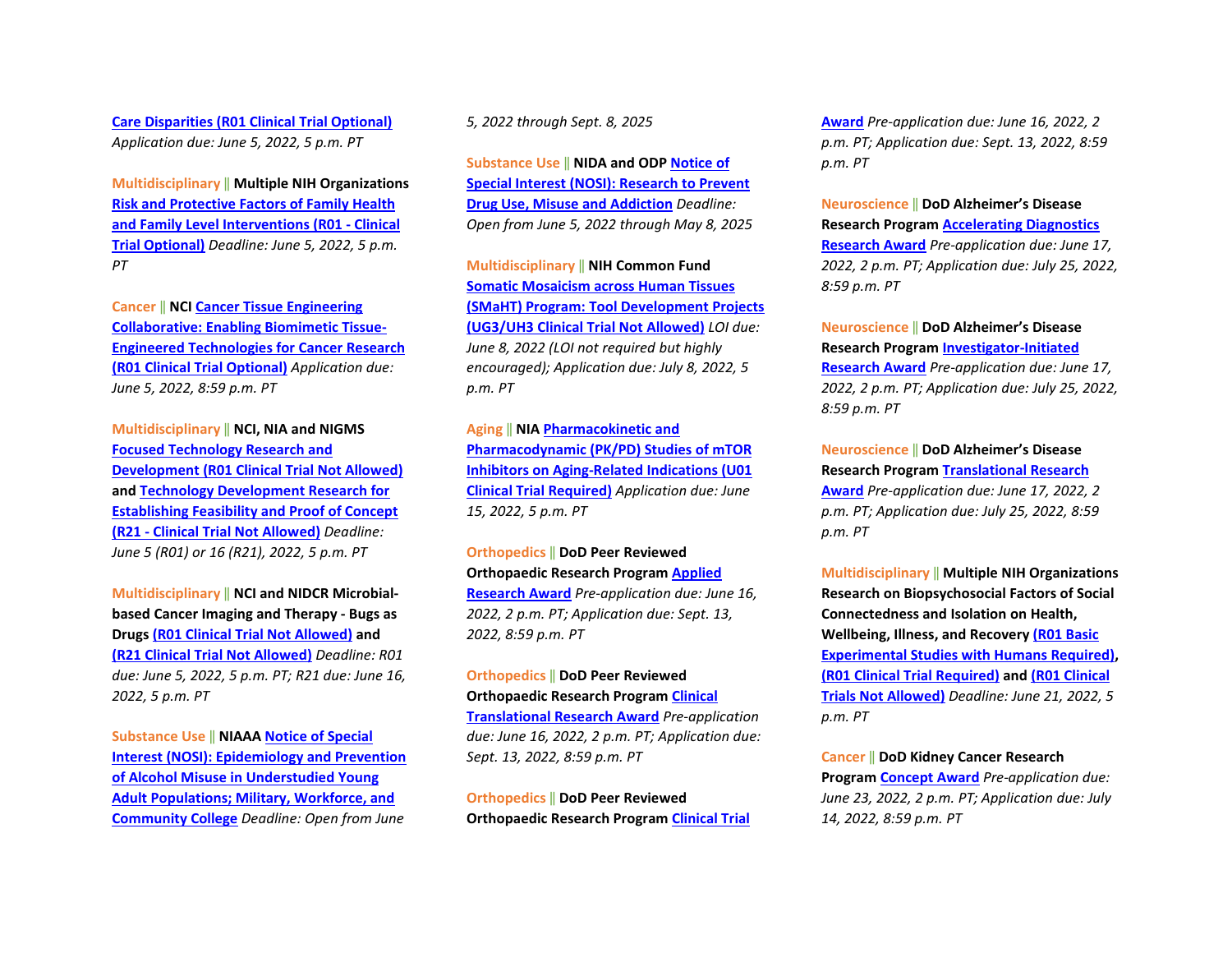**Care Disparities (R01 Clinical Trial Optional)** *Application due: June 5, 2022, 5 p.m. PT*

Multidisciplinary || **Multiple NIH Organizations** **Risk and Protective Factors of Family Health and Family Level Interventions (R01 - Clinical Trial Optional)** *Deadline: June 5, 2022, 5 p.m. PT*

Cancer || **NCI** **Cancer Tissue Engineering Collaborative: Enabling Biomimetic Tissue-Engineered Technologies for Cancer Research (R01 Clinical Trial Optional)** *Application due: June 5, 2022, 8:59 p.m. PT*

Multidisciplinary || **NCI, NIA and NIGMS** **Focused Technology Research and Development (R01 Clinical Trial Not Allowed)** **and** **Technology Development Research for Establishing Feasibility and Proof of Concept (R21 - Clinical Trial Not Allowed)** *Deadline: June 5 (R01) or 16 (R21), 2022, 5 p.m. PT*

Multidisciplinary || **NCI and NIDCR Microbial-based Cancer Imaging and Therapy - Bugs as Drugs** **(R01 Clinical Trial Not Allowed)** **and** **(R21 Clinical Trial Not Allowed)** *Deadline: R01 due: June 5, 2022, 5 p.m. PT; R21 due: June 16, 2022, 5 p.m. PT*

Substance Use || **NIAAA** **Notice of Special Interest (NOSI): Epidemiology and Prevention of Alcohol Misuse in Understudied Young Adult Populations; Military, Workforce, and Community College** *Deadline: Open from June 5, 2022 through Sept. 8, 2025*

Substance Use || **NIDA and ODP** **Notice of Special Interest (NOSI): Research to Prevent Drug Use, Misuse and Addiction** *Deadline: Open from June 5, 2022 through May 8, 2025*

Multidisciplinary || **NIH Common Fund** **Somatic Mosaicism across Human Tissues (SMaHT) Program: Tool Development Projects (UG3/UH3 Clinical Trial Not Allowed)** *LOI due: June 8, 2022 (LOI not required but highly encouraged); Application due: July 8, 2022, 5 p.m. PT*

Aging || **NIA** **Pharmacokinetic and Pharmacodynamic (PK/PD) Studies of mTOR Inhibitors on Aging-Related Indications (U01 Clinical Trial Required)** *Application due: June 15, 2022, 5 p.m. PT*

Orthopedics || **DoD Peer Reviewed Orthopaedic Research Program** **Applied Research Award** *Pre-application due: June 16, 2022, 2 p.m. PT; Application due: Sept. 13, 2022, 8:59 p.m. PT*

Orthopedics || **DoD Peer Reviewed Orthopaedic Research Program** **Clinical Translational Research Award** *Pre-application due: June 16, 2022, 2 p.m. PT; Application due: Sept. 13, 2022, 8:59 p.m. PT*

Orthopedics || **DoD Peer Reviewed Orthopaedic Research Program** **Clinical Trial Award** *Pre-application due: June 16, 2022, 2 p.m. PT; Application due: Sept. 13, 2022, 8:59 p.m. PT*

Neuroscience || **DoD Alzheimer's Disease Research Program** **Accelerating Diagnostics Research Award** *Pre-application due: June 17, 2022, 2 p.m. PT; Application due: July 25, 2022, 8:59 p.m. PT*

Neuroscience || **DoD Alzheimer's Disease Research Program** **Investigator-Initiated Research Award** *Pre-application due: June 17, 2022, 2 p.m. PT; Application due: July 25, 2022, 8:59 p.m. PT*

Neuroscience || **DoD Alzheimer's Disease Research Program** **Translational Research Award** *Pre-application due: June 17, 2022, 2 p.m. PT; Application due: July 25, 2022, 8:59 p.m. PT*

Multidisciplinary || **Multiple NIH Organizations Research on Biopsychosocial Factors of Social Connectedness and Isolation on Health, Wellbeing, Illness, and Recovery** **(R01 Basic Experimental Studies with Humans Required)**, **(R01 Clinical Trial Required)** **and** **(R01 Clinical Trials Not Allowed)** *Deadline: June 21, 2022, 5 p.m. PT*

Cancer || **DoD Kidney Cancer Research Program** **Concept Award** *Pre-application due: June 23, 2022, 2 p.m. PT; Application due: July 14, 2022, 8:59 p.m. PT*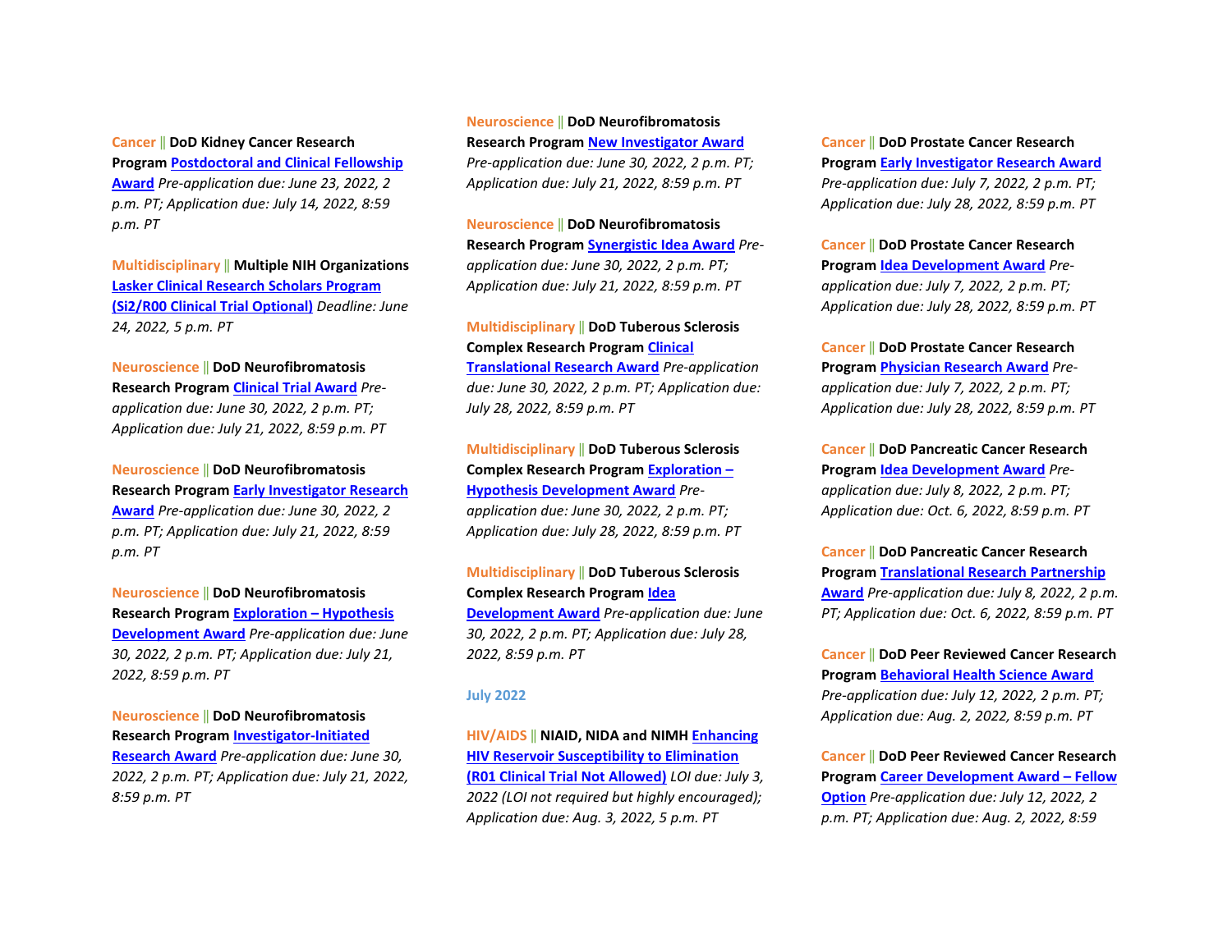**Cancer** || **DoD Kidney Cancer Research Program** **Postdoctoral and Clinical Fellowship Award** *Pre-application due: June 23, 2022, 2 p.m. PT; Application due: July 14, 2022, 8:59 p.m. PT*

**Multidisciplinary** || **Multiple NIH Organizations** **Lasker Clinical Research Scholars Program (Si2/R00 Clinical Trial Optional)** *Deadline: June 24, 2022, 5 p.m. PT*

**Neuroscience** || **DoD Neurofibromatosis Research Program** **Clinical Trial Award** *Pre-application due: June 30, 2022, 2 p.m. PT; Application due: July 21, 2022, 8:59 p.m. PT*

**Neuroscience** || **DoD Neurofibromatosis Research Program** **Early Investigator Research Award** *Pre-application due: June 30, 2022, 2 p.m. PT; Application due: July 21, 2022, 8:59 p.m. PT*

**Neuroscience** || **DoD Neurofibromatosis Research Program** **Exploration – Hypothesis Development Award** *Pre-application due: June 30, 2022, 2 p.m. PT; Application due: July 21, 2022, 8:59 p.m. PT*

**Neuroscience** || **DoD Neurofibromatosis Research Program** **Investigator-Initiated Research Award** *Pre-application due: June 30, 2022, 2 p.m. PT; Application due: July 21, 2022, 8:59 p.m. PT*

**Neuroscience** || **DoD Neurofibromatosis Research Program** **New Investigator Award** *Pre-application due: June 30, 2022, 2 p.m. PT; Application due: July 21, 2022, 8:59 p.m. PT*

**Neuroscience** || **DoD Neurofibromatosis Research Program** **Synergistic Idea Award** *Pre-application due: June 30, 2022, 2 p.m. PT; Application due: July 21, 2022, 8:59 p.m. PT*

**Multidisciplinary** || **DoD Tuberous Sclerosis Complex Research Program** **Clinical Translational Research Award** *Pre-application due: June 30, 2022, 2 p.m. PT; Application due: July 28, 2022, 8:59 p.m. PT*

**Multidisciplinary** || **DoD Tuberous Sclerosis Complex Research Program** **Exploration – Hypothesis Development Award** *Pre-application due: June 30, 2022, 2 p.m. PT; Application due: July 28, 2022, 8:59 p.m. PT*

**Multidisciplinary** || **DoD Tuberous Sclerosis Complex Research Program** **Idea Development Award** *Pre-application due: June 30, 2022, 2 p.m. PT; Application due: July 28, 2022, 8:59 p.m. PT*

## July 2022

**HIV/AIDS** || **NIAID, NIDA and NIMH** **Enhancing HIV Reservoir Susceptibility to Elimination (R01 Clinical Trial Not Allowed)** *LOI due: July 3, 2022 (LOI not required but highly encouraged); Application due: Aug. 3, 2022, 5 p.m. PT*

**Cancer** || **DoD Prostate Cancer Research Program** **Early Investigator Research Award** *Pre-application due: July 7, 2022, 2 p.m. PT; Application due: July 28, 2022, 8:59 p.m. PT*

**Cancer** || **DoD Prostate Cancer Research Program** **Idea Development Award** *Pre-application due: July 7, 2022, 2 p.m. PT; Application due: July 28, 2022, 8:59 p.m. PT*

**Cancer** || **DoD Prostate Cancer Research Program** **Physician Research Award** *Pre-application due: July 7, 2022, 2 p.m. PT; Application due: July 28, 2022, 8:59 p.m. PT*

**Cancer** || **DoD Pancreatic Cancer Research Program** **Idea Development Award** *Pre-application due: July 8, 2022, 2 p.m. PT; Application due: Oct. 6, 2022, 8:59 p.m. PT*

**Cancer** || **DoD Pancreatic Cancer Research Program** **Translational Research Partnership Award** *Pre-application due: July 8, 2022, 2 p.m. PT; Application due: Oct. 6, 2022, 8:59 p.m. PT*

**Cancer** || **DoD Peer Reviewed Cancer Research Program** **Behavioral Health Science Award** *Pre-application due: July 12, 2022, 2 p.m. PT; Application due: Aug. 2, 2022, 8:59 p.m. PT*

**Cancer** || **DoD Peer Reviewed Cancer Research Program** **Career Development Award – Fellow Option** *Pre-application due: July 12, 2022, 2 p.m. PT; Application due: Aug. 2, 2022, 8:59*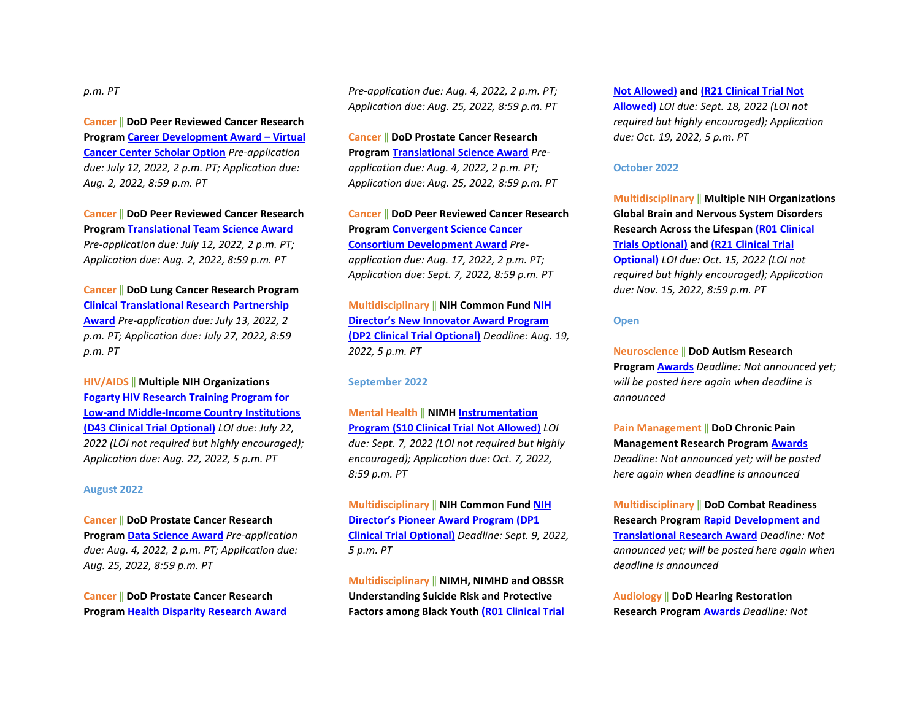p.m. PT

Cancer || **DoD Peer Reviewed Cancer Research Program** **Career Development Award – Virtual Cancer Center Scholar Option** *Pre-application due: July 12, 2022, 2 p.m. PT; Application due: Aug. 2, 2022, 8:59 p.m. PT*

Cancer || **DoD Peer Reviewed Cancer Research Program** **Translational Team Science Award** *Pre-application due: July 12, 2022, 2 p.m. PT; Application due: Aug. 2, 2022, 8:59 p.m. PT*

Cancer || **DoD Lung Cancer Research Program** **Clinical Translational Research Partnership Award** *Pre-application due: July 13, 2022, 2 p.m. PT; Application due: July 27, 2022, 8:59 p.m. PT*

HIV/AIDS || **Multiple NIH Organizations** **Fogarty HIV Research Training Program for Low-and Middle-Income Country Institutions (D43 Clinical Trial Optional)** *LOI due: July 22, 2022 (LOI not required but highly encouraged); Application due: Aug. 22, 2022, 5 p.m. PT*

## August 2022

Cancer || **DoD Prostate Cancer Research Program** **Data Science Award** *Pre-application due: Aug. 4, 2022, 2 p.m. PT; Application due: Aug. 25, 2022, 8:59 p.m. PT*

Cancer || **DoD Prostate Cancer Research Program** **Health Disparity Research Award** *Pre-application due: Aug. 4, 2022, 2 p.m. PT; Application due: Aug. 25, 2022, 8:59 p.m. PT*

Cancer || **DoD Prostate Cancer Research Program** **Translational Science Award** *Pre-application due: Aug. 4, 2022, 2 p.m. PT; Application due: Aug. 25, 2022, 8:59 p.m. PT*

Cancer || **DoD Peer Reviewed Cancer Research Program** **Convergent Science Cancer Consortium Development Award** *Pre-application due: Aug. 17, 2022, 2 p.m. PT; Application due: Sept. 7, 2022, 8:59 p.m. PT*

Multidisciplinary || **NIH Common Fund** **NIH Director's New Innovator Award Program (DP2 Clinical Trial Optional)** *Deadline: Aug. 19, 2022, 5 p.m. PT*

## September 2022

Mental Health || **NIMH** **Instrumentation Program (S10 Clinical Trial Not Allowed)** *LOI due: Sept. 7, 2022 (LOI not required but highly encouraged); Application due: Oct. 7, 2022, 8:59 p.m. PT*

Multidisciplinary || **NIH Common Fund** **NIH Director's Pioneer Award Program (DP1 Clinical Trial Optional)** *Deadline: Sept. 9, 2022, 5 p.m. PT*

Multidisciplinary || **NIMH, NIMHD and OBSSR Understanding Suicide Risk and Protective Factors among Black Youth** **(R01 Clinical Trial Not Allowed)** **and** **(R21 Clinical Trial Not Allowed)** *LOI due: Sept. 18, 2022 (LOI not required but highly encouraged); Application due: Oct. 19, 2022, 5 p.m. PT*

## October 2022

Multidisciplinary || **Multiple NIH Organizations Global Brain and Nervous System Disorders Research Across the Lifespan** **(R01 Clinical Trials Optional)** **and** **(R21 Clinical Trial Optional)** *LOI due: Oct. 15, 2022 (LOI not required but highly encouraged); Application due: Nov. 15, 2022, 8:59 p.m. PT*

## Open

Neuroscience || **DoD Autism Research Program** **Awards** *Deadline: Not announced yet; will be posted here again when deadline is announced*

Pain Management || **DoD Chronic Pain Management Research Program** **Awards** *Deadline: Not announced yet; will be posted here again when deadline is announced*

Multidisciplinary || **DoD Combat Readiness Research Program** **Rapid Development and Translational Research Award** *Deadline: Not announced yet; will be posted here again when deadline is announced*

Audiology || **DoD Hearing Restoration Research Program** **Awards** *Deadline: Not*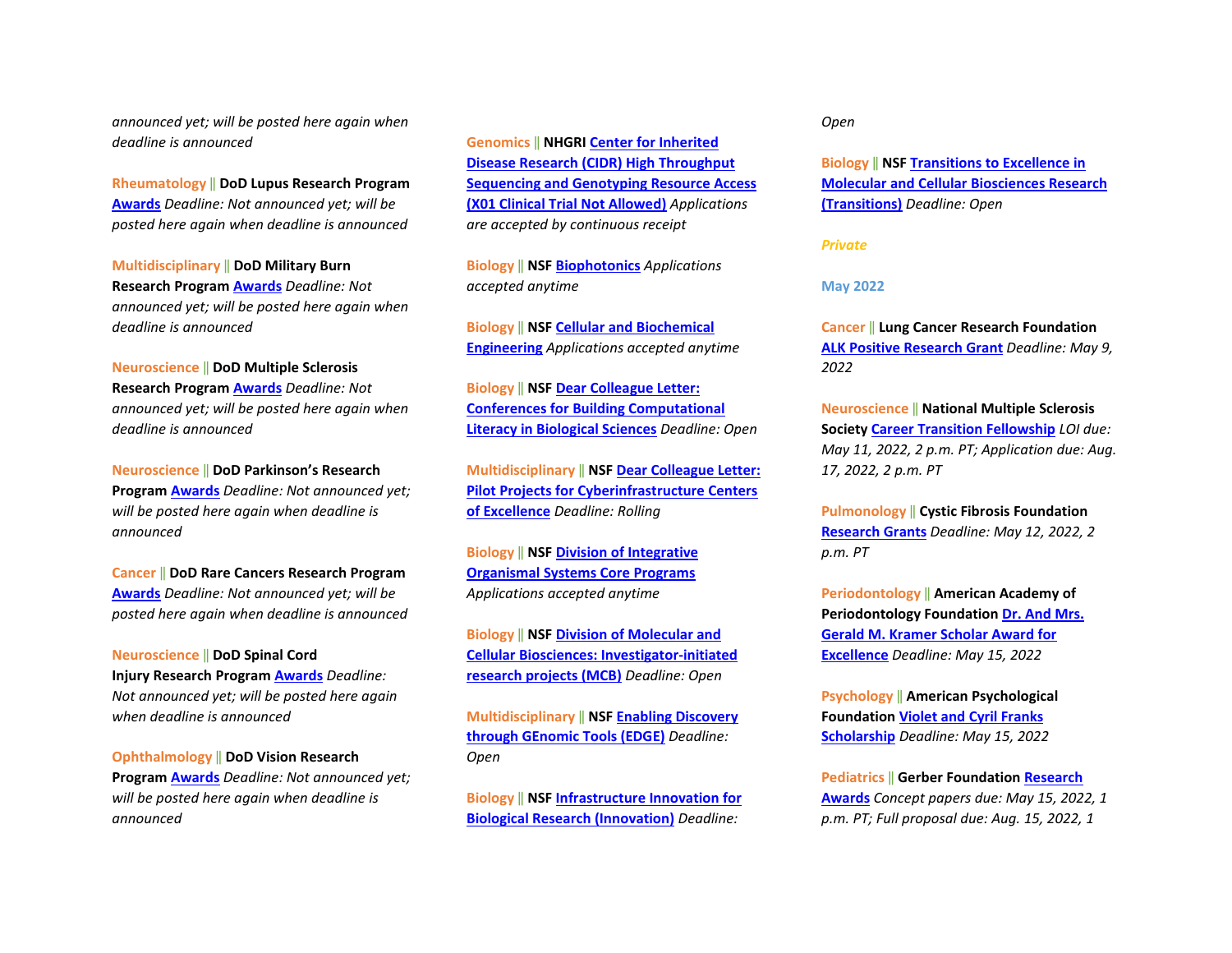*announced yet; will be posted here again when deadline is announced*

Rheumatology || **DoD Lupus Research Program** **Awards** *Deadline: Not announced yet; will be posted here again when deadline is announced*

Multidisciplinary || **DoD Military Burn Research Program** **Awards** *Deadline: Not announced yet; will be posted here again when deadline is announced*

Neuroscience || **DoD Multiple Sclerosis Research Program** **Awards** *Deadline: Not announced yet; will be posted here again when deadline is announced*

Neuroscience || **DoD Parkinson's Research Program** **Awards** *Deadline: Not announced yet; will be posted here again when deadline is announced*

Cancer || **DoD Rare Cancers Research Program** **Awards** *Deadline: Not announced yet; will be posted here again when deadline is announced*

Neuroscience || **DoD Spinal Cord Injury Research Program** **Awards** *Deadline: Not announced yet; will be posted here again when deadline is announced*

Ophthalmology || **DoD Vision Research Program** **Awards** *Deadline: Not announced yet; will be posted here again when deadline is announced*

Genomics || **NHGRI** **Center for Inherited Disease Research (CIDR) High Throughput Sequencing and Genotyping Resource Access (X01 Clinical Trial Not Allowed)** *Applications are accepted by continuous receipt*

Biology || **NSF** **Biophotonics** *Applications accepted anytime*

Biology || **NSF** **Cellular and Biochemical Engineering** *Applications accepted anytime*

Biology || **NSF** **Dear Colleague Letter: Conferences for Building Computational Literacy in Biological Sciences** *Deadline: Open*

Multidisciplinary || **NSF** **Dear Colleague Letter: Pilot Projects for Cyberinfrastructure Centers of Excellence** *Deadline: Rolling*

Biology || **NSF** **Division of Integrative Organismal Systems Core Programs** *Applications accepted anytime*

Biology || **NSF** **Division of Molecular and Cellular Biosciences: Investigator-initiated research projects (MCB)** *Deadline: Open*

Multidisciplinary || **NSF** **Enabling Discovery through GEnomic Tools (EDGE)** *Deadline: Open*

Biology || **NSF** **Infrastructure Innovation for Biological Research (Innovation)** *Deadline: Open*

Biology || **NSF** **Transitions to Excellence in Molecular and Cellular Biosciences Research (Transitions)** *Deadline: Open*

***Private***

**May 2022**

Cancer || **Lung Cancer Research Foundation** **ALK Positive Research Grant** *Deadline: May 9, 2022*

Neuroscience || **National Multiple Sclerosis Society** **Career Transition Fellowship** *LOI due: May 11, 2022, 2 p.m. PT; Application due: Aug. 17, 2022, 2 p.m. PT*

Pulmonology || **Cystic Fibrosis Foundation** **Research Grants** *Deadline: May 12, 2022, 2 p.m. PT*

Periodontology || **American Academy of Periodontology Foundation** **Dr. And Mrs. Gerald M. Kramer Scholar Award for Excellence** *Deadline: May 15, 2022*

Psychology || **American Psychological Foundation** **Violet and Cyril Franks Scholarship** *Deadline: May 15, 2022*

Pediatrics || **Gerber Foundation** **Research Awards** *Concept papers due: May 15, 2022, 1 p.m. PT; Full proposal due: Aug. 15, 2022, 1*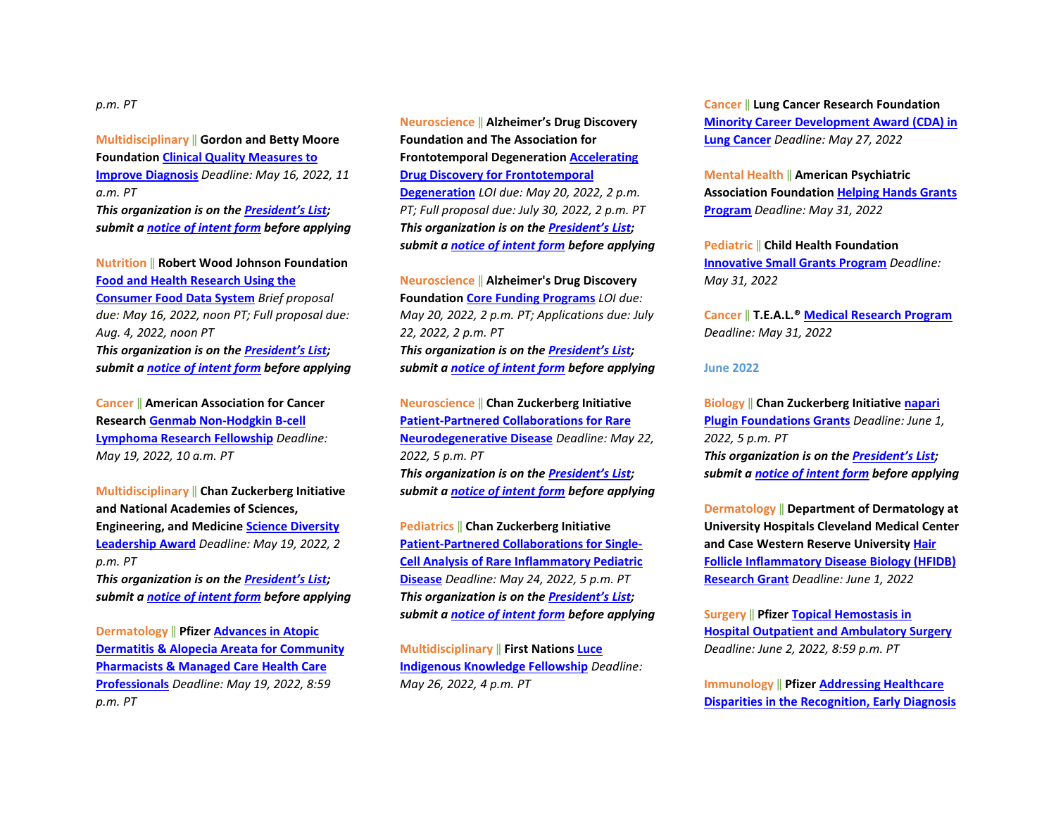p.m. PT

Multidisciplinary || **Gordon and Betty Moore Foundation** Clinical Quality Measures to Improve Diagnosis *Deadline: May 16, 2022, 11 a.m. PT*
***This organization is on the President's List; submit a notice of intent form before applying***

Nutrition || **Robert Wood Johnson Foundation** Food and Health Research Using the Consumer Food Data System *Brief proposal due: May 16, 2022, noon PT; Full proposal due: Aug. 4, 2022, noon PT*
***This organization is on the President's List; submit a notice of intent form before applying***

Cancer || **American Association for Cancer Research** Genmab Non-Hodgkin B-cell Lymphoma Research Fellowship *Deadline: May 19, 2022, 10 a.m. PT*

Multidisciplinary || **Chan Zuckerberg Initiative and National Academies of Sciences, Engineering, and Medicine** Science Diversity Leadership Award *Deadline: May 19, 2022, 2 p.m. PT*
***This organization is on the President's List; submit a notice of intent form before applying***

Dermatology || **Pfizer** Advances in Atopic Dermatitis & Alopecia Areata for Community Pharmacists & Managed Care Health Care Professionals *Deadline: May 19, 2022, 8:59 p.m. PT*

Neuroscience || **Alzheimer's Drug Discovery Foundation and The Association for Frontotemporal Degeneration** Accelerating Drug Discovery for Frontotemporal Degeneration *LOI due: May 20, 2022, 2 p.m. PT; Full proposal due: July 30, 2022, 2 p.m. PT*
***This organization is on the President's List; submit a notice of intent form before applying***

Neuroscience || **Alzheimer's Drug Discovery Foundation** Core Funding Programs *LOI due: May 20, 2022, 2 p.m. PT; Applications due: July 22, 2022, 2 p.m. PT*
***This organization is on the President's List; submit a notice of intent form before applying***

Neuroscience || **Chan Zuckerberg Initiative** Patient-Partnered Collaborations for Rare Neurodegenerative Disease *Deadline: May 22, 2022, 5 p.m. PT*
***This organization is on the President's List; submit a notice of intent form before applying***

Pediatrics || **Chan Zuckerberg Initiative** Patient-Partnered Collaborations for Single-Cell Analysis of Rare Inflammatory Pediatric Disease *Deadline: May 24, 2022, 5 p.m. PT*
***This organization is on the President's List; submit a notice of intent form before applying***

Multidisciplinary || **First Nations** Luce Indigenous Knowledge Fellowship *Deadline: May 26, 2022, 4 p.m. PT*

Cancer || **Lung Cancer Research Foundation** Minority Career Development Award (CDA) in Lung Cancer *Deadline: May 27, 2022*

Mental Health || **American Psychiatric Association Foundation** Helping Hands Grants Program *Deadline: May 31, 2022*

Pediatric || **Child Health Foundation** Innovative Small Grants Program *Deadline: May 31, 2022*

Cancer || **T.E.A.L.®** Medical Research Program *Deadline: May 31, 2022*

## June 2022

Biology || **Chan Zuckerberg Initiative** napari Plugin Foundations Grants *Deadline: June 1, 2022, 5 p.m. PT*
***This organization is on the President's List; submit a notice of intent form before applying***

Dermatology || **Department of Dermatology at University Hospitals Cleveland Medical Center and Case Western Reserve University** Hair Follicle Inflammatory Disease Biology (HFIDB) Research Grant *Deadline: June 1, 2022*

Surgery || **Pfizer** Topical Hemostasis in Hospital Outpatient and Ambulatory Surgery *Deadline: June 2, 2022, 8:59 p.m. PT*

Immunology || **Pfizer** Addressing Healthcare Disparities in the Recognition, Early Diagnosis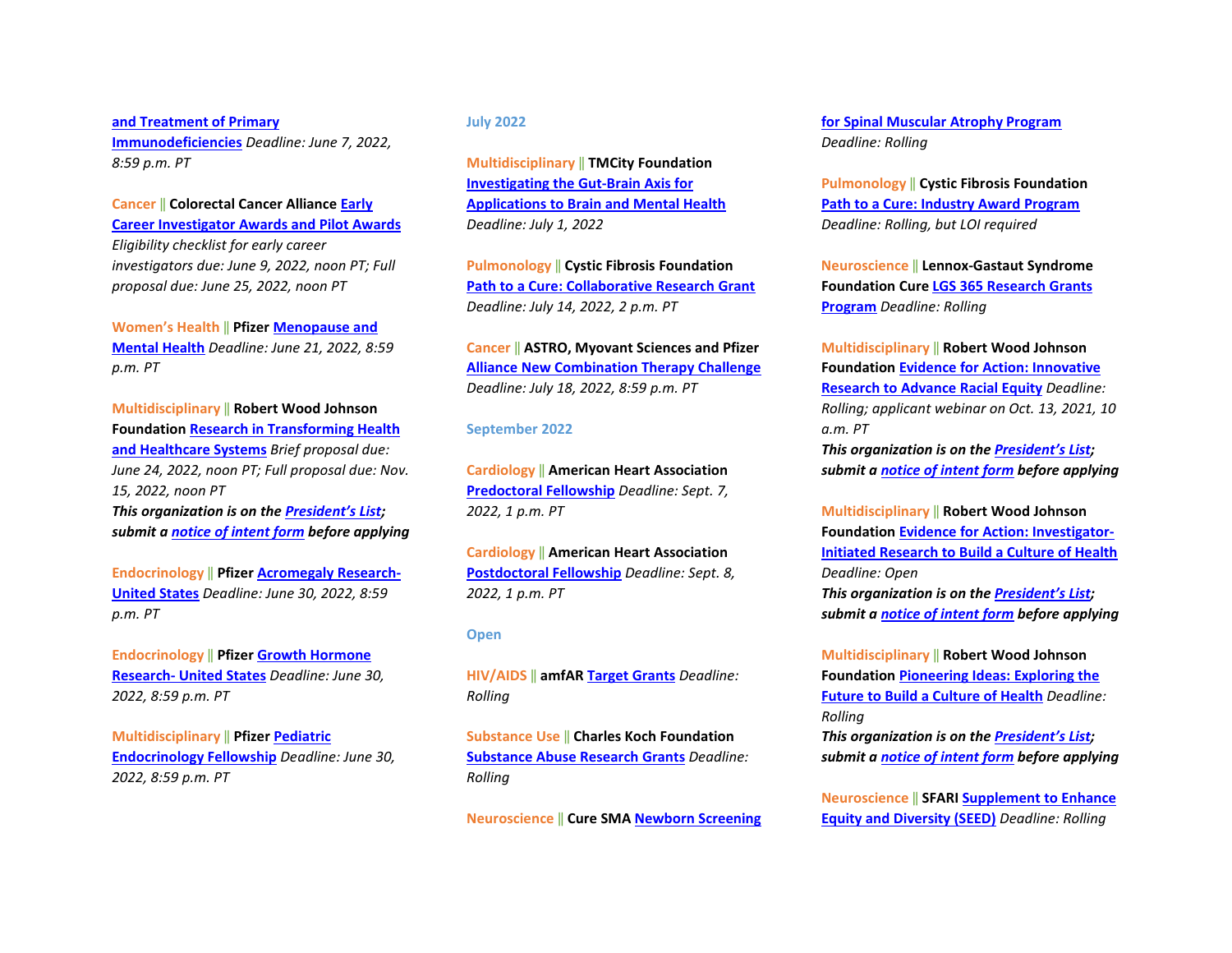**and Treatment of Primary Immunodeficiencies** *Deadline: June 7, 2022, 8:59 p.m. PT*

Cancer || **Colorectal Cancer Alliance** **Early Career Investigator Awards and Pilot Awards** *Eligibility checklist for early career investigators due: June 9, 2022, noon PT; Full proposal due: June 25, 2022, noon PT*

Women's Health || **Pfizer** **Menopause and Mental Health** *Deadline: June 21, 2022, 8:59 p.m. PT*

Multidisciplinary || **Robert Wood Johnson Foundation** **Research in Transforming Health and Healthcare Systems** *Brief proposal due: June 24, 2022, noon PT; Full proposal due: Nov. 15, 2022, noon PT*
***This organization is on the President's List; submit a notice of intent form before applying***

Endocrinology || **Pfizer** **Acromegaly Research-United States** *Deadline: June 30, 2022, 8:59 p.m. PT*

Endocrinology || **Pfizer** **Growth Hormone Research- United States** *Deadline: June 30, 2022, 8:59 p.m. PT*

Multidisciplinary || **Pfizer** **Pediatric Endocrinology Fellowship** *Deadline: June 30, 2022, 8:59 p.m. PT*

## July 2022

Multidisciplinary || **TMCity Foundation** **Investigating the Gut-Brain Axis for Applications to Brain and Mental Health** *Deadline: July 1, 2022*

Pulmonology || **Cystic Fibrosis Foundation** **Path to a Cure: Collaborative Research Grant** *Deadline: July 14, 2022, 2 p.m. PT*

Cancer || **ASTRO, Myovant Sciences and Pfizer** **Alliance New Combination Therapy Challenge** *Deadline: July 18, 2022, 8:59 p.m. PT*

## September 2022

Cardiology || **American Heart Association** **Predoctoral Fellowship** *Deadline: Sept. 7, 2022, 1 p.m. PT*

Cardiology || **American Heart Association** **Postdoctoral Fellowship** *Deadline: Sept. 8, 2022, 1 p.m. PT*

## Open

HIV/AIDS || **amfAR** **Target Grants** *Deadline: Rolling*

Substance Use || **Charles Koch Foundation** **Substance Abuse Research Grants** *Deadline: Rolling*

Neuroscience || **Cure SMA** **Newborn Screening for Spinal Muscular Atrophy Program** *Deadline: Rolling*

Pulmonology || **Cystic Fibrosis Foundation** **Path to a Cure: Industry Award Program** *Deadline: Rolling, but LOI required*

Neuroscience || **Lennox-Gastaut Syndrome Foundation Cure** **LGS 365 Research Grants Program** *Deadline: Rolling*

Multidisciplinary || **Robert Wood Johnson Foundation** **Evidence for Action: Innovative Research to Advance Racial Equity** *Deadline: Rolling; applicant webinar on Oct. 13, 2021, 10 a.m. PT*
***This organization is on the President's List; submit a notice of intent form before applying***

Multidisciplinary || **Robert Wood Johnson Foundation** **Evidence for Action: Investigator-Initiated Research to Build a Culture of Health** *Deadline: Open*
***This organization is on the President's List; submit a notice of intent form before applying***

Multidisciplinary || **Robert Wood Johnson Foundation** **Pioneering Ideas: Exploring the Future to Build a Culture of Health** *Deadline: Rolling*
***This organization is on the President's List; submit a notice of intent form before applying***

Neuroscience || **SFARI** **Supplement to Enhance Equity and Diversity (SEED)** *Deadline: Rolling*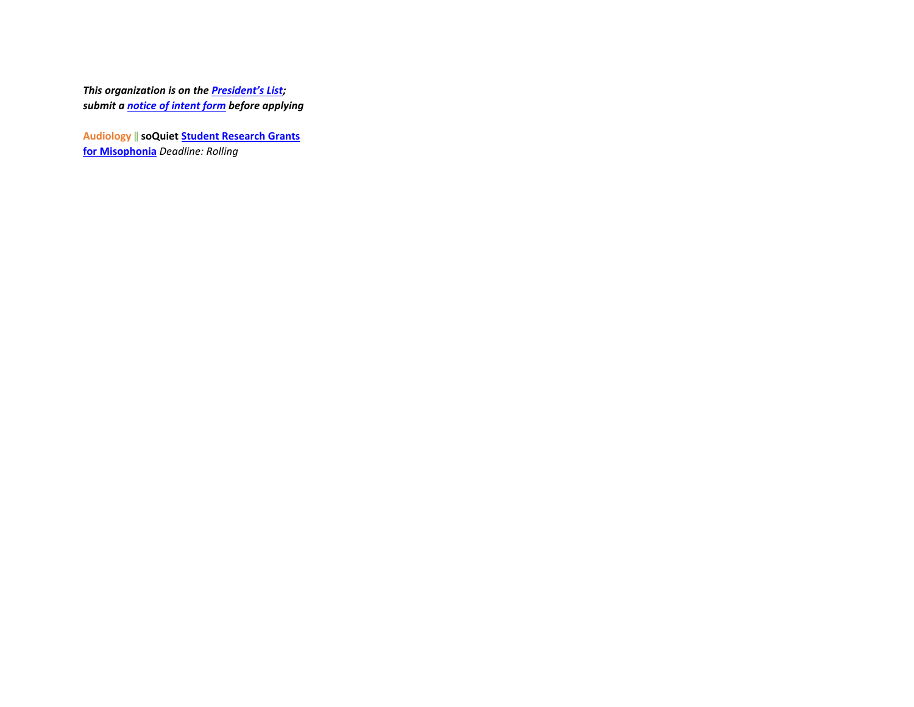***This organization is on the President's List; submit a notice of intent form before applying***

**Audiology** || **soQuiet Student Research Grants for Misophonia** *Deadline: Rolling*